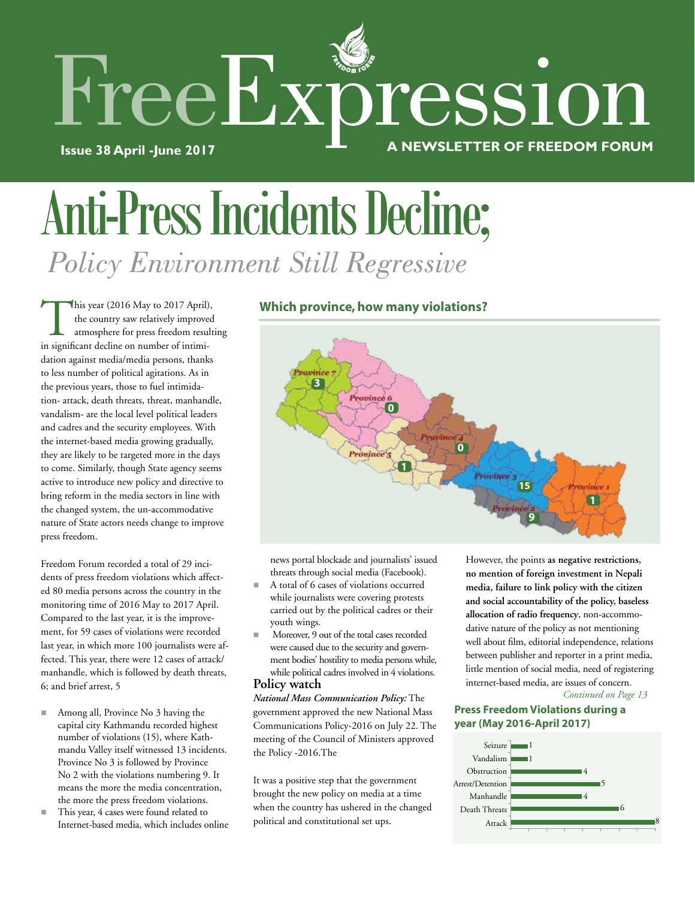# FreeExpression

**Issue 38 April -June 2017**

**A NEWSLETTER OF FREEDOM FORUM**

# Anti-Press Incidents Decline;

## *Policy Environment Still Regressive*

This year (2016 May to 2017 April), the country saw relatively improved atmosphere for press freedom resulting in significant decline on number of intimidation against media/media persons, thanks to less number of political agitations. As in the previous years, those to fuel intimidation- attack, death threats, threat, manhandle, vandalism- are the local level political leaders and cadres and the security employees. With the internet-based media growing gradually, they are likely to be targeted more in the days to come. Similarly, though State agency seems active to introduce new policy and directive to bring reform in the media sectors in line with the changed system, the un-accommodative nature of State actors needs change to improve press freedom.

Freedom Forum recorded a total of 29 incidents of press freedom violations which affected 80 media persons across the country in the monitoring time of 2016 May to 2017 April. Compared to the last year, it is the improvement, for 59 cases of violations were recorded last year, in which more 100 journalists were affected. This year, there were 12 cases of attack/ manhandle, which is followed by death threats, 6; and brief arrest, 5

- Among all, Province No 3 having the capital city Kathmandu recorded highest number of violations (15), where Kathmandu Valley itself witnessed 13 incidents. Province No 3 is followed by Province No 2 with the violations numbering 9. It means the more the media concentration, the more the press freedom violations.
- This year, 4 cases were found related to Internet-based media, which includes online news portal blockade and journalists' issued threats through social media (Facebook).
- A total of 6 cases of violations occurred while journalists were covering protests carried out by the political cadres or their youth wings.
- Moreover, 9 out of the total cases recorded were caused due to the security and government bodies' hostility to media persons while, while political cadres involved in 4 violations.

### Which province, how many violations?

| Province | Violations |
|---|---|
| Province 7 | 3 |
| Province 6 | 0 |
| Province 5 | 1 |
| Province 4 | 0 |
| Province 3 | 15 |
| Province 2 | 9 |
| Province 1 | 1 |

### Policy watch

***National Mass Communication Policy:*** The government approved the new National Mass Communications Policy-2016 on July 22. The meeting of the Council of Ministers approved the Policy -2016.The

It was a positive step that the government brought the new policy on media at a time when the country has ushered in the changed political and constitutional set ups.

However, the points **as negative restrictions, no mention of foreign investment in Nepali media, failure to link policy with the citizen and social accountability of the policy, baseless allocation of radio frequency**, non-accommodative nature of the policy as not mentioning well about film, editorial independence, relations between publisher and reporter in a print media, little mention of social media, need of registering internet-based media, are issues of concern.

*Continued on Page 13*

### Press Freedom Violations during a year (May 2016-April 2017)

| Type | Cases |
|---|---|
| Seizure | 1 |
| Vandalism | 1 |
| Obstruction | 4 |
| Arrest/Detention | 5 |
| Manhandle | 4 |
| Death Threats | 6 |
| Attack | 8 |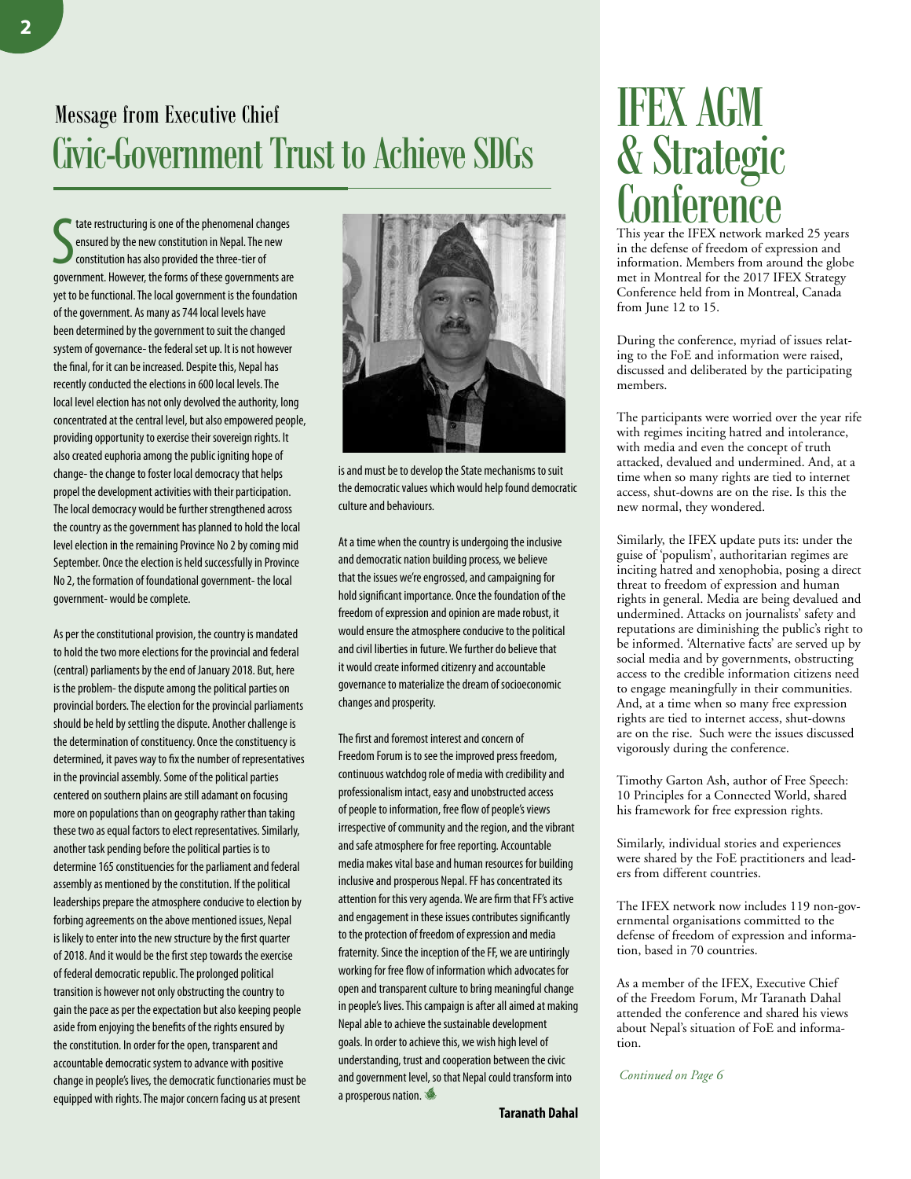Message from Executive Chief

# Civic-Government Trust to Achieve SDGs

State restructuring is one of the phenomenal changes ensured by the new constitution in Nepal. The new constitution has also provided the three-tier of government. However, the forms of these governments are yet to be functional. The local government is the foundation of the government. As many as 744 local levels have been determined by the government to suit the changed system of governance- the federal set up. It is not however the final, for it can be increased. Despite this, Nepal has recently conducted the elections in 600 local levels. The local level election has not only devolved the authority, long concentrated at the central level, but also empowered people, providing opportunity to exercise their sovereign rights. It also created euphoria among the public igniting hope of change- the change to foster local democracy that helps propel the development activities with their participation. The local democracy would be further strengthened across the country as the government has planned to hold the local level election in the remaining Province No 2 by coming mid September. Once the election is held successfully in Province No 2, the formation of foundational government- the local government- would be complete.

As per the constitutional provision, the country is mandated to hold the two more elections for the provincial and federal (central) parliaments by the end of January 2018. But, here is the problem- the dispute among the political parties on provincial borders. The election for the provincial parliaments should be held by settling the dispute. Another challenge is the determination of constituency. Once the constituency is determined, it paves way to fix the number of representatives in the provincial assembly. Some of the political parties centered on southern plains are still adamant on focusing more on populations than on geography rather than taking these two as equal factors to elect representatives. Similarly, another task pending before the political parties is to determine 165 constituencies for the parliament and federal assembly as mentioned by the constitution. If the political leaderships prepare the atmosphere conducive to election by forbing agreements on the above mentioned issues, Nepal is likely to enter into the new structure by the first quarter of 2018. And it would be the first step towards the exercise of federal democratic republic. The prolonged political transition is however not only obstructing the country to gain the pace as per the expectation but also keeping people aside from enjoying the benefits of the rights ensured by the constitution. In order for the open, transparent and accountable democratic system to advance with positive change in people's lives, the democratic functionaries must be equipped with rights. The major concern facing us at present is and must be to develop the State mechanisms to suit the democratic values which would help found democratic culture and behaviours.

At a time when the country is undergoing the inclusive and democratic nation building process, we believe that the issues we're engrossed, and campaigning for hold significant importance. Once the foundation of the freedom of expression and opinion are made robust, it would ensure the atmosphere conducive to the political and civil liberties in future. We further do believe that it would create informed citizenry and accountable governance to materialize the dream of socioeconomic changes and prosperity.

The first and foremost interest and concern of Freedom Forum is to see the improved press freedom, continuous watchdog role of media with credibility and professionalism intact, easy and unobstructed access of people to information, free flow of people's views irrespective of community and the region, and the vibrant and safe atmosphere for free reporting. Accountable media makes vital base and human resources for building inclusive and prosperous Nepal. FF has concentrated its attention for this very agenda. We are firm that FF's active and engagement in these issues contributes significantly to the protection of freedom of expression and media fraternity. Since the inception of the FF, we are untiringly working for free flow of information which advocates for open and transparent culture to bring meaningful change in people's lives. This campaign is after all aimed at making Nepal able to achieve the sustainable development goals. In order to achieve this, we wish high level of understanding, trust and cooperation between the civic and government level, so that Nepal could transform into a prosperous nation.

**Taranath Dahal**

# IFEX AGM & Strategic Conference

This year the IFEX network marked 25 years in the defense of freedom of expression and information. Members from around the globe met in Montreal for the 2017 IFEX Strategy Conference held from in Montreal, Canada from June 12 to 15.

During the conference, myriad of issues relating to the FoE and information were raised, discussed and deliberated by the participating members.

The participants were worried over the year rife with regimes inciting hatred and intolerance, with media and even the concept of truth attacked, devalued and undermined. And, at a time when so many rights are tied to internet access, shut-downs are on the rise. Is this the new normal, they wondered.

Similarly, the IFEX update puts its: under the guise of 'populism', authoritarian regimes are inciting hatred and xenophobia, posing a direct threat to freedom of expression and human rights in general. Media are being devalued and undermined. Attacks on journalists' safety and reputations are diminishing the public's right to be informed. 'Alternative facts' are served up by social media and by governments, obstructing access to the credible information citizens need to engage meaningfully in their communities. And, at a time when so many free expression rights are tied to internet access, shut-downs are on the rise. Such were the issues discussed vigorously during the conference.

Timothy Garton Ash, author of Free Speech: 10 Principles for a Connected World, shared his framework for free expression rights.

Similarly, individual stories and experiences were shared by the FoE practitioners and leaders from different countries.

The IFEX network now includes 119 non-governmental organisations committed to the defense of freedom of expression and information, based in 70 countries.

As a member of the IFEX, Executive Chief of the Freedom Forum, Mr Taranath Dahal attended the conference and shared his views about Nepal's situation of FoE and information.

*Continued on Page 6*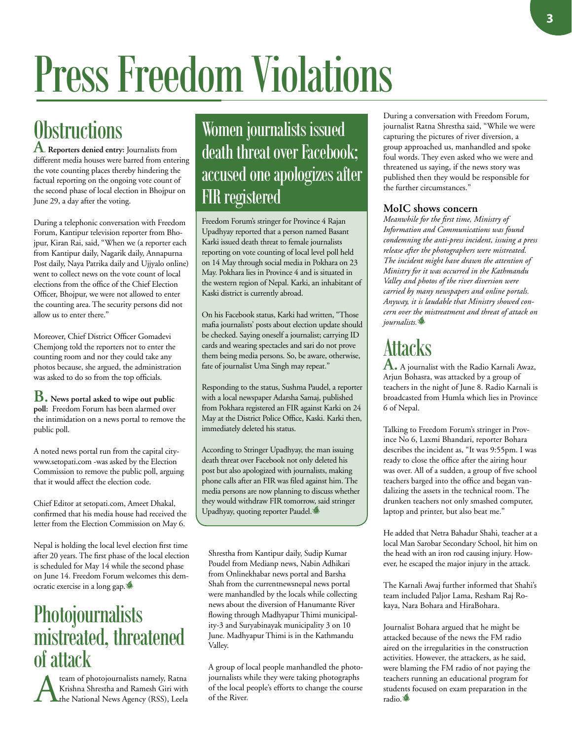# Press Freedom Violations

## Obstructions

**A. Reporters denied entry:** Journalists from different media houses were barred from entering the vote counting places thereby hindering the factual reporting on the ongoing vote count of the second phase of local election in Bhojpur on June 29, a day after the voting.

During a telephonic conversation with Freedom Forum, Kantipur television reporter from Bhojpur, Kiran Rai, said, "When we (a reporter each from Kantipur daily, Nagarik daily, Annapurna Post daily, Naya Patrika daily and Ujjyalo online) went to collect news on the vote count of local elections from the office of the Chief Election Officer, Bhojpur, we were not allowed to enter the counting area. The security persons did not allow us to enter there."

Moreover, Chief District Officer Gomadevi Chemjong told the reporters not to enter the counting room and nor they could take any photos because, she argued, the administration was asked to do so from the top officials.

**B. News portal asked to wipe out public poll:** Freedom Forum has been alarmed over the intimidation on a news portal to remove the public poll.

A noted news portal run from the capital city- www.setopati.com -was asked by the Election Commission to remove the public poll, arguing that it would affect the election code.

Chief Editor at setopati.com, Ameet Dhakal, confirmed that his media house had received the letter from the Election Commission on May 6.

Nepal is holding the local level election first time after 20 years. The first phase of the local election is scheduled for May 14 while the second phase on June 14. Freedom Forum welcomes this democratic exercise in a long gap.

## Photojournalists mistreated, threatened of attack

A team of photojournalists namely, Ratna Krishna Shrestha and Ramesh Giri with the National News Agency (RSS), Leela Shrestha from Kantipur daily, Sudip Kumar Poudel from Medianp news, Nabin Adhikari from Onlinekhabar news portal and Barsha Shah from the currentnewsnepal news portal were manhandled by the locals while collecting news about the diversion of Hanumante River flowing through Madhyapur Thimi municipality-3 and Suryabinayak municipality 3 on 10 June. Madhyapur Thimi is in the Kathmandu Valley.

A group of local people manhandled the photojournalists while they were taking photographs of the local people's efforts to change the course of the River.

During a conversation with Freedom Forum, journalist Ratna Shrestha said, "While we were capturing the pictures of river diversion, a group approached us, manhandled and spoke foul words. They even asked who we were and threatened us saying, if the news story was published then they would be responsible for the further circumstances."

### MoIC shows concern

*Meanwhile for the first time, Ministry of Information and Communications was found condemning the anti-press incident, issuing a press release after the photographers were mistreated. The incident might have drawn the attention of Ministry for it was occurred in the Kathmandu Valley and photos of the river diversion were carried by many newspapers and online portals. Anyway, it is laudable that Ministry showed concern over the mistreatment and threat of attack on journalists.*

## Women journalists issued death threat over Facebook; accused one apologizes after FIR registered

Freedom Forum's stringer for Province 4 Rajan Upadhyay reported that a person named Basant Karki issued death threat to female journalists reporting on vote counting of local level poll held on 14 May through social media in Pokhara on 23 May. Pokhara lies in Province 4 and is situated in the western region of Nepal. Karki, an inhabitant of Kaski district is currently abroad.

On his Facebook status, Karki had written, "Those mafia journalists' posts about election update should be checked. Saying oneself a journalist; carrying ID cards and wearing spectacles and sari do not prove them being media persons. So, be aware, otherwise, fate of journalist Uma Singh may repeat."

Responding to the status, Sushma Paudel, a reporter with a local newspaper Adarsha Samaj, published from Pokhara registered an FIR against Karki on 24 May at the District Police Office, Kaski. Karki then, immediately deleted his status.

According to Stringer Upadhyay, the man issuing death threat over Facebook not only deleted his post but also apologized with journalists, making phone calls after an FIR was filed against him. The media persons are now planning to discuss whether they would withdraw FIR tomorrow, said stringer Upadhyay, quoting reporter Paudel.

## Attacks

**A.** A journalist with the Radio Karnali Awaz, Arjun Bohasra, was attacked by a group of teachers in the night of June 8. Radio Karnali is broadcasted from Humla which lies in Province 6 of Nepal.

Talking to Freedom Forum's stringer in Province No 6, Laxmi Bhandari, reporter Bohara describes the incident as, "It was 9:55pm. I was ready to close the office after the airing hour was over. All of a sudden, a group of five school teachers barged into the office and began vandalizing the assets in the technical room. The drunken teachers not only smashed computer, laptop and printer, but also beat me."

He added that Netra Bahadur Shahi, teacher at a local Man Sarobar Secondary School, hit him on the head with an iron rod causing injury. However, he escaped the major injury in the attack.

The Karnali Awaj further informed that Shahi's team included Paljor Lama, Resham Raj Rokaya, Nara Bohara and HiraBohara.

Journalist Bohara argued that he might be attacked because of the news the FM radio aired on the irregularities in the construction activities. However, the attackers, as he said, were blaming the FM radio of not paying the teachers running an educational program for students focused on exam preparation in the radio.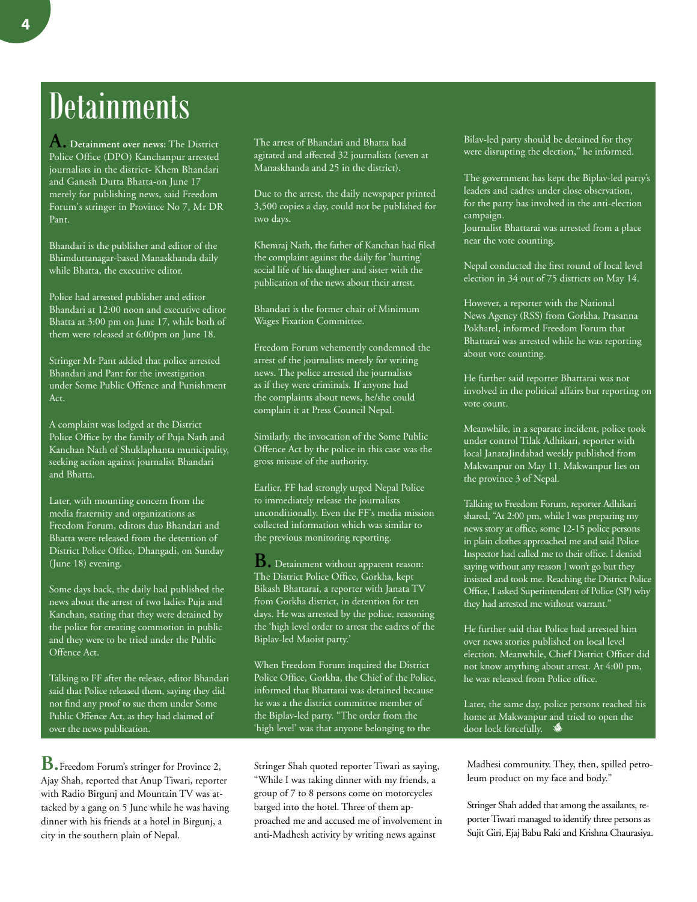# Detainments

**A. Detainment over news:** The District Police Office (DPO) Kanchanpur arrested journalists in the district- Khem Bhandari and Ganesh Dutta Bhatta-on June 17 merely for publishing news, said Freedom Forum's stringer in Province No 7, Mr DR Pant.

Bhandari is the publisher and editor of the Bhimduttanagar-based Manaskhanda daily while Bhatta, the executive editor.

Police had arrested publisher and editor Bhandari at 12:00 noon and executive editor Bhatta at 3:00 pm on June 17, while both of them were released at 6:00pm on June 18.

Stringer Mr Pant added that police arrested Bhandari and Pant for the investigation under Some Public Offence and Punishment Act.

A complaint was lodged at the District Police Office by the family of Puja Nath and Kanchan Nath of Shuklaphanta municipality, seeking action against journalist Bhandari and Bhatta.

Later, with mounting concern from the media fraternity and organizations as Freedom Forum, editors duo Bhandari and Bhatta were released from the detention of District Police Office, Dhangadi, on Sunday (June 18) evening.

Some days back, the daily had published the news about the arrest of two ladies Puja and Kanchan, stating that they were detained by the police for creating commotion in public and they were to be tried under the Public Offence Act.

Talking to FF after the release, editor Bhandari said that Police released them, saying they did not find any proof to sue them under Some Public Offence Act, as they had claimed of over the news publication.

The arrest of Bhandari and Bhatta had agitated and affected 32 journalists (seven at Manaskhanda and 25 in the district).

Due to the arrest, the daily newspaper printed 3,500 copies a day, could not be published for two days.

Khemraj Nath, the father of Kanchan had filed the complaint against the daily for 'hurting' social life of his daughter and sister with the publication of the news about their arrest.

Bhandari is the former chair of Minimum Wages Fixation Committee.

Freedom Forum vehemently condemned the arrest of the journalists merely for writing news. The police arrested the journalists as if they were criminals. If anyone had the complaints about news, he/she could complain it at Press Council Nepal.

Similarly, the invocation of the Some Public Offence Act by the police in this case was the gross misuse of the authority.

Earlier, FF had strongly urged Nepal Police to immediately release the journalists unconditionally. Even the FF's media mission collected information which was similar to the previous monitoring reporting.

**B.** Detainment without apparent reason: The District Police Office, Gorkha, kept Bikash Bhattarai, a reporter with Janata TV from Gorkha district, in detention for ten days. He was arrested by the police, reasoning the 'high level order to arrest the cadres of the Biplav-led Maoist party.'

When Freedom Forum inquired the District Police Office, Gorkha, the Chief of the Police, informed that Bhattarai was detained because he was a the district committee member of the Biplav-led party. "The order from the 'high level' was that anyone belonging to the Bilav-led party should be detained for they were disrupting the election," he informed.

The government has kept the Biplav-led party's leaders and cadres under close observation, for the party has involved in the anti-election campaign.
Journalist Bhattarai was arrested from a place near the vote counting.

Nepal conducted the first round of local level election in 34 out of 75 districts on May 14.

However, a reporter with the National News Agency (RSS) from Gorkha, Prasanna Pokharel, informed Freedom Forum that Bhattarai was arrested while he was reporting about vote counting.

He further said reporter Bhattarai was not involved in the political affairs but reporting on vote count.

Meanwhile, in a separate incident, police took under control Tilak Adhikari, reporter with local JanataJindabad weekly published from Makwanpur on May 11. Makwanpur lies on the province 3 of Nepal.

Talking to Freedom Forum, reporter Adhikari shared, "At 2:00 pm, while I was preparing my news story at office, some 12-15 police persons in plain clothes approached me and said Police Inspector had called me to their office. I denied saying without any reason I won't go but they insisted and took me. Reaching the District Police Office, I asked Superintendent of Police (SP) why they had arrested me without warrant."

He further said that Police had arrested him over news stories published on local level election. Meanwhile, Chief District Officer did not know anything about arrest. At 4:00 pm, he was released from Police office.

Later, the same day, police persons reached his home at Makwanpur and tried to open the door lock forcefully.

**B.** Freedom Forum's stringer for Province 2, Ajay Shah, reported that Anup Tiwari, reporter with Radio Birgunj and Mountain TV was attacked by a gang on 5 June while he was having dinner with his friends at a hotel in Birgunj, a city in the southern plain of Nepal.

Stringer Shah quoted reporter Tiwari as saying, "While I was taking dinner with my friends, a group of 7 to 8 persons come on motorcycles barged into the hotel. Three of them approached me and accused me of involvement in anti-Madhesh activity by writing news against Madhesi community. They, then, spilled petroleum product on my face and body."

Stringer Shah added that among the assailants, reporter Tiwari managed to identify three persons as Sujit Giri, Ejaj Babu Raki and Krishna Chaurasiya.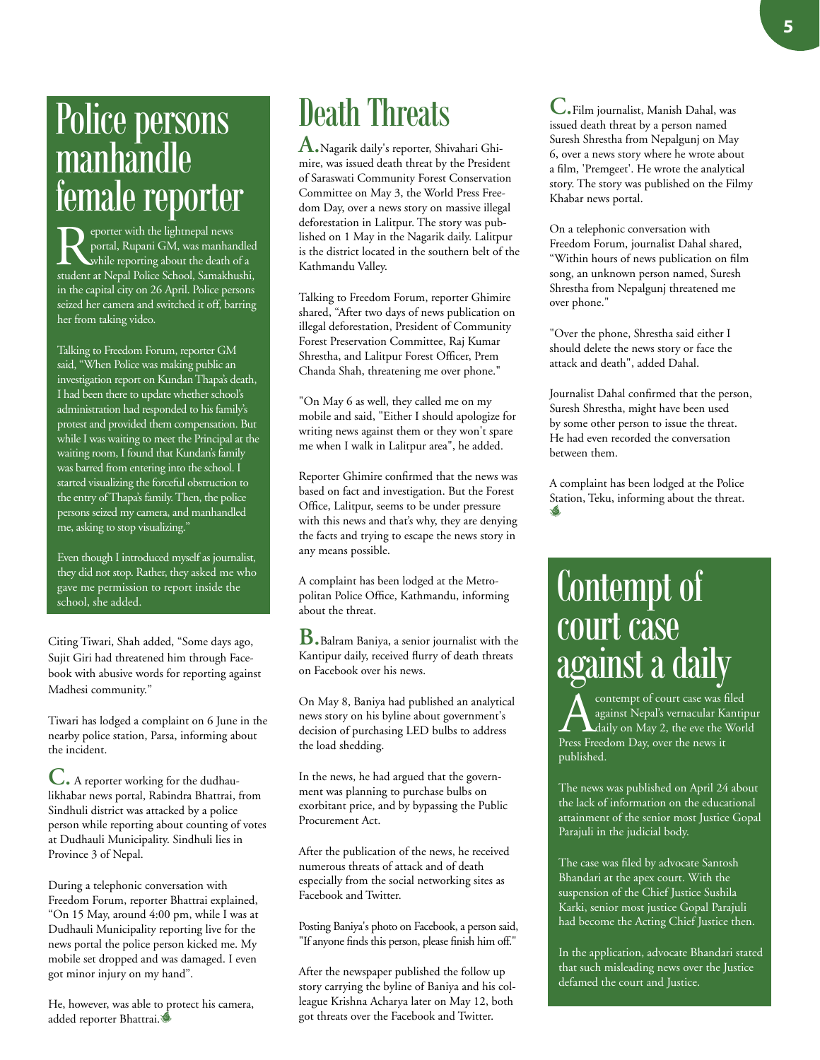## Police persons manhandle female reporter

Reporter with the lightnepal news portal, Rupani GM, was manhandled while reporting about the death of a student at Nepal Police School, Samakhushi, in the capital city on 26 April. Police persons seized her camera and switched it off, barring her from taking video.

Talking to Freedom Forum, reporter GM said, "When Police was making public an investigation report on Kundan Thapa's death, I had been there to update whether school's administration had responded to his family's protest and provided them compensation. But while I was waiting to meet the Principal at the waiting room, I found that Kundan's family was barred from entering into the school. I started visualizing the forceful obstruction to the entry of Thapa's family. Then, the police persons seized my camera, and manhandled me, asking to stop visualizing."

Even though I introduced myself as journalist, they did not stop. Rather, they asked me who gave me permission to report inside the school, she added.

Citing Tiwari, Shah added, "Some days ago, Sujit Giri had threatened him through Facebook with abusive words for reporting against Madhesi community."

Tiwari has lodged a complaint on 6 June in the nearby police station, Parsa, informing about the incident.

**C.** A reporter working for the dudhaulikhabar news portal, Rabindra Bhattrai, from Sindhuli district was attacked by a police person while reporting about counting of votes at Dudhauli Municipality. Sindhuli lies in Province 3 of Nepal.

During a telephonic conversation with Freedom Forum, reporter Bhattrai explained, "On 15 May, around 4:00 pm, while I was at Dudhauli Municipality reporting live for the news portal the police person kicked me. My mobile set dropped and was damaged. I even got minor injury on my hand".

He, however, was able to protect his camera, added reporter Bhattrai.

## Death Threats

**A.** Nagarik daily's reporter, Shivahari Ghimire, was issued death threat by the President of Saraswati Community Forest Conservation Committee on May 3, the World Press Freedom Day, over a news story on massive illegal deforestation in Lalitpur. The story was published on 1 May in the Nagarik daily. Lalitpur is the district located in the southern belt of the Kathmandu Valley.

Talking to Freedom Forum, reporter Ghimire shared, "After two days of news publication on illegal deforestation, President of Community Forest Preservation Committee, Raj Kumar Shrestha, and Lalitpur Forest Officer, Prem Chanda Shah, threatening me over phone."

"On May 6 as well, they called me on my mobile and said, "Either I should apologize for writing news against them or they won't spare me when I walk in Lalitpur area", he added.

Reporter Ghimire confirmed that the news was based on fact and investigation. But the Forest Office, Lalitpur, seems to be under pressure with this news and that's why, they are denying the facts and trying to escape the news story in any means possible.

A complaint has been lodged at the Metropolitan Police Office, Kathmandu, informing about the threat.

**B.** Balram Baniya, a senior journalist with the Kantipur daily, received flurry of death threats on Facebook over his news.

On May 8, Baniya had published an analytical news story on his byline about government's decision of purchasing LED bulbs to address the load shedding.

In the news, he had argued that the government was planning to purchase bulbs on exorbitant price, and by bypassing the Public Procurement Act.

After the publication of the news, he received numerous threats of attack and of death especially from the social networking sites as Facebook and Twitter.

Posting Baniya's photo on Facebook, a person said, "If anyone finds this person, please finish him off."

After the newspaper published the follow up story carrying the byline of Baniya and his colleague Krishna Acharya later on May 12, both got threats over the Facebook and Twitter.

**C.** Film journalist, Manish Dahal, was issued death threat by a person named Suresh Shrestha from Nepalgunj on May 6, over a news story where he wrote about a film, 'Premgeet'. He wrote the analytical story. The story was published on the Filmy Khabar news portal.

On a telephonic conversation with Freedom Forum, journalist Dahal shared, "Within hours of news publication on film song, an unknown person named, Suresh Shrestha from Nepalgunj threatened me over phone."

"Over the phone, Shrestha said either I should delete the news story or face the attack and death", added Dahal.

Journalist Dahal confirmed that the person, Suresh Shrestha, might have been used by some other person to issue the threat. He had even recorded the conversation between them.

A complaint has been lodged at the Police Station, Teku, informing about the threat.

## Contempt of court case against a daily

A contempt of court case was filed against Nepal's vernacular Kantipur daily on May 2, the eve the World Press Freedom Day, over the news it published.

The news was published on April 24 about the lack of information on the educational attainment of the senior most Justice Gopal Parajuli in the judicial body.

The case was filed by advocate Santosh Bhandari at the apex court. With the suspension of the Chief Justice Sushila Karki, senior most justice Gopal Parajuli had become the Acting Chief Justice then.

In the application, advocate Bhandari stated that such misleading news over the Justice defamed the court and Justice.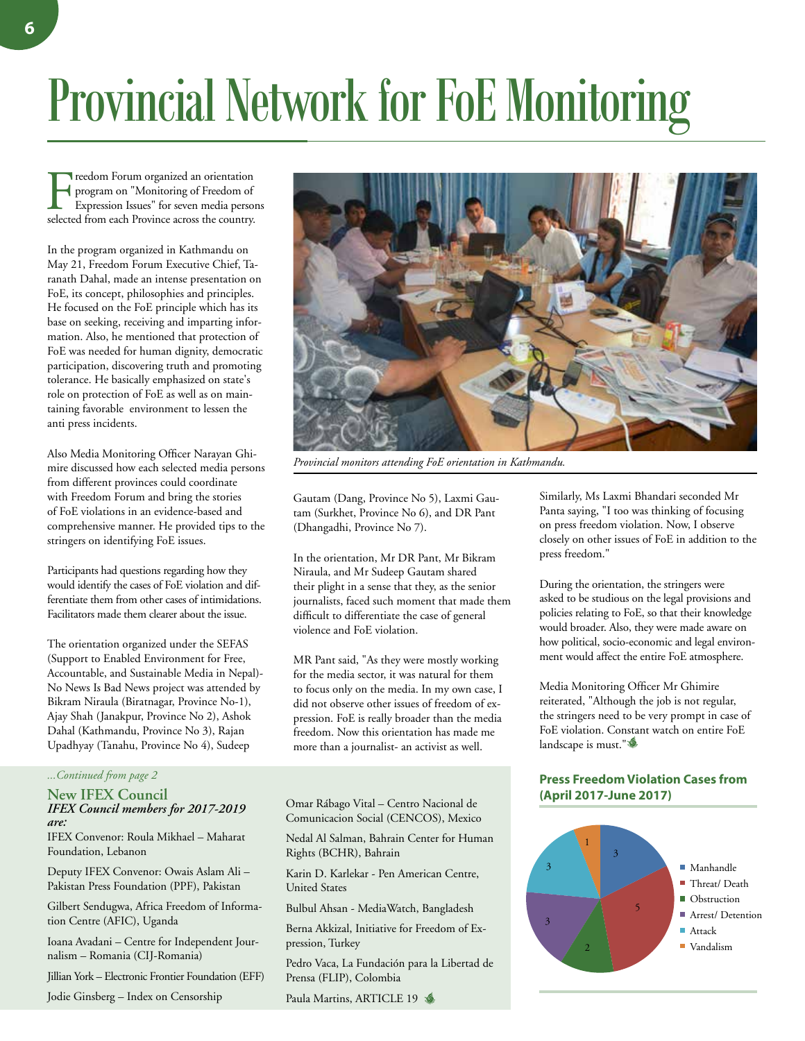# Provincial Network for FoE Monitoring

Freedom Forum organized an orientation program on "Monitoring of Freedom of Expression Issues" for seven media persons selected from each Province across the country.

In the program organized in Kathmandu on May 21, Freedom Forum Executive Chief, Taranath Dahal, made an intense presentation on FoE, its concept, philosophies and principles. He focused on the FoE principle which has its base on seeking, receiving and imparting information. Also, he mentioned that protection of FoE was needed for human dignity, democratic participation, discovering truth and promoting tolerance. He basically emphasized on state's role on protection of FoE as well as on maintaining favorable environment to lessen the anti press incidents.

Also Media Monitoring Officer Narayan Ghimire discussed how each selected media persons from different provinces could coordinate with Freedom Forum and bring the stories of FoE violations in an evidence-based and comprehensive manner. He provided tips to the stringers on identifying FoE issues.

Participants had questions regarding how they would identify the cases of FoE violation and differentiate them from other cases of intimidations. Facilitators made them clearer about the issue.

The orientation organized under the SEFAS (Support to Enabled Environment for Free, Accountable, and Sustainable Media in Nepal)- No News Is Bad News project was attended by Bikram Niraula (Biratnagar, Province No-1), Ajay Shah (Janakpur, Province No 2), Ashok Dahal (Kathmandu, Province No 3), Rajan Upadhyay (Tanahu, Province No 4), Sudeep Gautam (Dang, Province No 5), Laxmi Gautam (Surkhet, Province No 6), and DR Pant (Dhangadhi, Province No 7).

*Provincial monitors attending FoE orientation in Kathmandu.*

In the orientation, Mr DR Pant, Mr Bikram Niraula, and Mr Sudeep Gautam shared their plight in a sense that they, as the senior journalists, faced such moment that made them difficult to differentiate the case of general violence and FoE violation.

MR Pant said, "As they were mostly working for the media sector, it was natural for them to focus only on the media. In my own case, I did not observe other issues of freedom of expression. FoE is really broader than the media freedom. Now this orientation has made me more than a journalist- an activist as well.

Similarly, Ms Laxmi Bhandari seconded Mr Panta saying, "I too was thinking of focusing on press freedom violation. Now, I observe closely on other issues of FoE in addition to the press freedom."

During the orientation, the stringers were asked to be studious on the legal provisions and policies relating to FoE, so that their knowledge would broader. Also, they were made aware on how political, socio-economic and legal environment would affect the entire FoE atmosphere.

Media Monitoring Officer Mr Ghimire reiterated, "Although the job is not regular, the stringers need to be very prompt in case of FoE violation. Constant watch on entire FoE landscape is must."

---

*...Continued from page 2*

## New IFEX Council

***IFEX Council members for 2017-2019 are:***

IFEX Convenor: Roula Mikhael – Maharat Foundation, Lebanon

Deputy IFEX Convenor: Owais Aslam Ali – Pakistan Press Foundation (PPF), Pakistan

Gilbert Sendugwa, Africa Freedom of Information Centre (AFIC), Uganda

Ioana Avadani – Centre for Independent Journalism – Romania (CIJ-Romania)

Jillian York – Electronic Frontier Foundation (EFF)

Jodie Ginsberg – Index on Censorship

Omar Rábago Vital – Centro Nacional de Comunicacion Social (CENCOS), Mexico

Nedal Al Salman, Bahrain Center for Human Rights (BCHR), Bahrain

Karin D. Karlekar - Pen American Centre, United States

Bulbul Ahsan - MediaWatch, Bangladesh

Berna Akkizal, Initiative for Freedom of Expression, Turkey

Pedro Vaca, La Fundación para la Libertad de Prensa (FLIP), Colombia

Paula Martins, ARTICLE 19

---

### Press Freedom Violation Cases from (April 2017-June 2017)

| Category | Cases |
|---|---|
| Manhandle | 3 |
| Threat/ Death | 5 |
| Obstruction | 2 |
| Arrest/ Detention | 3 |
| Attack | 3 |
| Vandalism | 1 |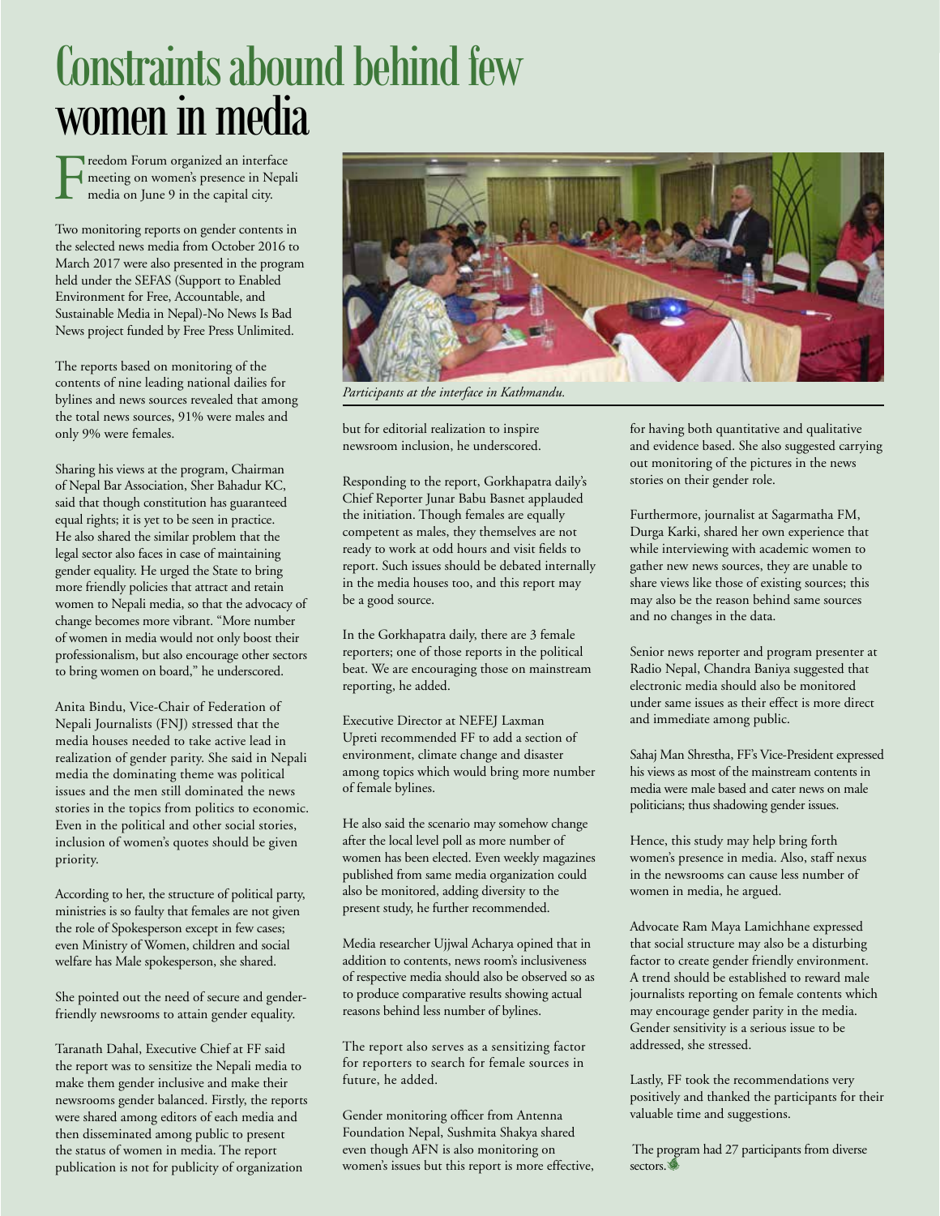# Constraints abound behind few women in media

Freedom Forum organized an interface meeting on women's presence in Nepali media on June 9 in the capital city.

Two monitoring reports on gender contents in the selected news media from October 2016 to March 2017 were also presented in the program held under the SEFAS (Support to Enabled Environment for Free, Accountable, and Sustainable Media in Nepal)-No News Is Bad News project funded by Free Press Unlimited.

The reports based on monitoring of the contents of nine leading national dailies for bylines and news sources revealed that among the total news sources, 91% were males and only 9% were females.

Sharing his views at the program, Chairman of Nepal Bar Association, Sher Bahadur KC, said that though constitution has guaranteed equal rights; it is yet to be seen in practice. He also shared the similar problem that the legal sector also faces in case of maintaining gender equality. He urged the State to bring more friendly policies that attract and retain women to Nepali media, so that the advocacy of change becomes more vibrant. "More number of women in media would not only boost their professionalism, but also encourage other sectors to bring women on board," he underscored.

Anita Bindu, Vice-Chair of Federation of Nepali Journalists (FNJ) stressed that the media houses needed to take active lead in realization of gender parity. She said in Nepali media the dominating theme was political issues and the men still dominated the news stories in the topics from politics to economic. Even in the political and other social stories, inclusion of women's quotes should be given priority.

According to her, the structure of political party, ministries is so faulty that females are not given the role of Spokesperson except in few cases; even Ministry of Women, children and social welfare has Male spokesperson, she shared.

She pointed out the need of secure and gender-friendly newsrooms to attain gender equality.

Taranath Dahal, Executive Chief at FF said the report was to sensitize the Nepali media to make them gender inclusive and make their newsrooms gender balanced. Firstly, the reports were shared among editors of each media and then disseminated among public to present the status of women in media. The report publication is not for publicity of organization but for editorial realization to inspire newsroom inclusion, he underscored.

*Participants at the interface in Kathmandu.*

Responding to the report, Gorkhapatra daily's Chief Reporter Junar Babu Basnet applauded the initiation. Though females are equally competent as males, they themselves are not ready to work at odd hours and visit fields to report. Such issues should be debated internally in the media houses too, and this report may be a good source.

In the Gorkhapatra daily, there are 3 female reporters; one of those reports in the political beat. We are encouraging those on mainstream reporting, he added.

Executive Director at NEFEJ Laxman Upreti recommended FF to add a section of environment, climate change and disaster among topics which would bring more number of female bylines.

He also said the scenario may somehow change after the local level poll as more number of women has been elected. Even weekly magazines published from same media organization could also be monitored, adding diversity to the present study, he further recommended.

Media researcher Ujjwal Acharya opined that in addition to contents, news room's inclusiveness of respective media should also be observed so as to produce comparative results showing actual reasons behind less number of bylines.

The report also serves as a sensitizing factor for reporters to search for female sources in future, he added.

Gender monitoring officer from Antenna Foundation Nepal, Sushmita Shakya shared even though AFN is also monitoring on women's issues but this report is more effective, for having both quantitative and qualitative and evidence based. She also suggested carrying out monitoring of the pictures in the news stories on their gender role.

Furthermore, journalist at Sagarmatha FM, Durga Karki, shared her own experience that while interviewing with academic women to gather new news sources, they are unable to share views like those of existing sources; this may also be the reason behind same sources and no changes in the data.

Senior news reporter and program presenter at Radio Nepal, Chandra Baniya suggested that electronic media should also be monitored under same issues as their effect is more direct and immediate among public.

Sahaj Man Shrestha, FF's Vice-President expressed his views as most of the mainstream contents in media were male based and cater news on male politicians; thus shadowing gender issues.

Hence, this study may help bring forth women's presence in media. Also, staff nexus in the newsrooms can cause less number of women in media, he argued.

Advocate Ram Maya Lamichhane expressed that social structure may also be a disturbing factor to create gender friendly environment. A trend should be established to reward male journalists reporting on female contents which may encourage gender parity in the media. Gender sensitivity is a serious issue to be addressed, she stressed.

Lastly, FF took the recommendations very positively and thanked the participants for their valuable time and suggestions.

The program had 27 participants from diverse sectors.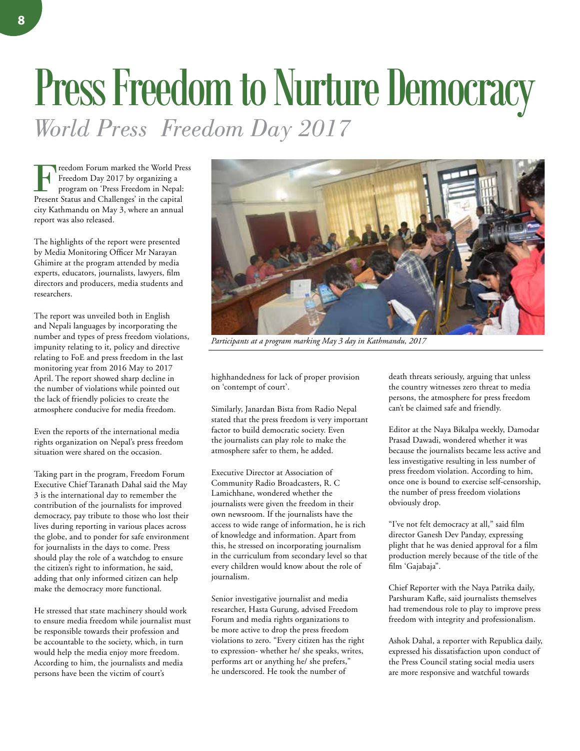# Press Freedom to Nurture Democracy

## *World Press Freedom Day 2017*

Freedom Forum marked the World Press Freedom Day 2017 by organizing a program on 'Press Freedom in Nepal: Present Status and Challenges' in the capital city Kathmandu on May 3, where an annual report was also released.

The highlights of the report were presented by Media Monitoring Officer Mr Narayan Ghimire at the program attended by media experts, educators, journalists, lawyers, film directors and producers, media students and researchers.

The report was unveiled both in English and Nepali languages by incorporating the number and types of press freedom violations, impunity relating to it, policy and directive relating to FoE and press freedom in the last monitoring year from 2016 May to 2017 April. The report showed sharp decline in the number of violations while pointed out the lack of friendly policies to create the atmosphere conducive for media freedom.

Even the reports of the international media rights organization on Nepal's press freedom situation were shared on the occasion.

Taking part in the program, Freedom Forum Executive Chief Taranath Dahal said the May 3 is the international day to remember the contribution of the journalists for improved democracy, pay tribute to those who lost their lives during reporting in various places across the globe, and to ponder for safe environment for journalists in the days to come. Press should play the role of a watchdog to ensure the citizen's right to information, he said, adding that only informed citizen can help make the democracy more functional.

He stressed that state machinery should work to ensure media freedom while journalist must be responsible towards their profession and be accountable to the society, which, in turn would help the media enjoy more freedom. According to him, the journalists and media persons have been the victim of court's

*Participants at a program marking May 3 day in Kathmandu, 2017*

highhandedness for lack of proper provision on 'contempt of court'.

Similarly, Janardan Bista from Radio Nepal stated that the press freedom is very important factor to build democratic society. Even the journalists can play role to make the atmosphere safer to them, he added.

Executive Director at Association of Community Radio Broadcasters, R. C Lamichhane, wondered whether the journalists were given the freedom in their own newsroom. If the journalists have the access to wide range of information, he is rich of knowledge and information. Apart from this, he stressed on incorporating journalism in the curriculum from secondary level so that every children would know about the role of journalism.

Senior investigative journalist and media researcher, Hasta Gurung, advised Freedom Forum and media rights organizations to be more active to drop the press freedom violations to zero. "Every citizen has the right to expression- whether he/ she speaks, writes, performs art or anything he/ she prefers," he underscored. He took the number of death threats seriously, arguing that unless the country witnesses zero threat to media persons, the atmosphere for press freedom can't be claimed safe and friendly.

Editor at the Naya Bikalpa weekly, Damodar Prasad Dawadi, wondered whether it was because the journalists became less active and less investigative resulting in less number of press freedom violation. According to him, once one is bound to exercise self-censorship, the number of press freedom violations obviously drop.

"I've not felt democracy at all," said film director Ganesh Dev Panday, expressing plight that he was denied approval for a film production merely because of the title of the film 'Gajabaja".

Chief Reporter with the Naya Patrika daily, Parshuram Kafle, said journalists themselves had tremendous role to play to improve press freedom with integrity and professionalism.

Ashok Dahal, a reporter with Republica daily, expressed his dissatisfaction upon conduct of the Press Council stating social media users are more responsive and watchful towards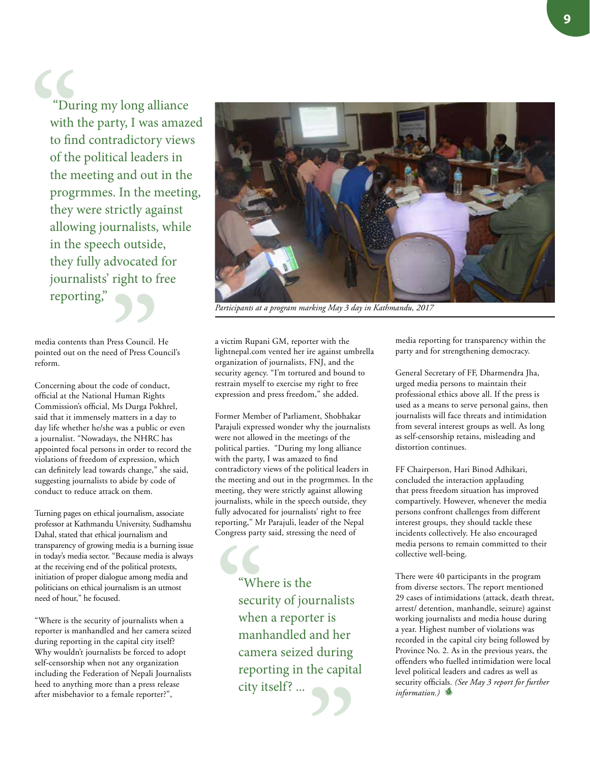> "During my long alliance with the party, I was amazed to find contradictory views of the political leaders in the meeting and out in the progrmmes. In the meeting, they were strictly against allowing journalists, while in the speech outside, they fully advocated for journalists' right to free reporting,"

*Participants at a program marking May 3 day in Kathmandu, 2017*

media contents than Press Council. He pointed out on the need of Press Council's reform.

Concerning about the code of conduct, official at the National Human Rights Commission's official, Ms Durga Pokhrel, said that it immensely matters in a day to day life whether he/she was a public or even a journalist. "Nowadays, the NHRC has appointed focal persons in order to record the violations of freedom of expression, which can definitely lead towards change," she said, suggesting journalists to abide by code of conduct to reduce attack on them.

Turning pages on ethical journalism, associate professor at Kathmandu University, Sudhamshu Dahal, stated that ethical journalism and transparency of growing media is a burning issue in today's media sector. "Because media is always at the receiving end of the political protests, initiation of proper dialogue among media and politicians on ethical journalism is an utmost need of hour," he focused.

"Where is the security of journalists when a reporter is manhandled and her camera seized during reporting in the capital city itself? Why wouldn't journalists be forced to adopt self-censorship when not any organization including the Federation of Nepali Journalists heed to anything more than a press release after misbehavior to a female reporter?", a victim Rupani GM, reporter with the lightnepal.com vented her ire against umbrella organization of journalists, FNJ, and the security agency. "I'm tortured and bound to restrain myself to exercise my right to free expression and press freedom," she added.

Former Member of Parliament, Shobhakar Parajuli expressed wonder why the journalists were not allowed in the meetings of the political parties. "During my long alliance with the party, I was amazed to find contradictory views of the political leaders in the meeting and out in the progrmmes. In the meeting, they were strictly against allowing journalists, while in the speech outside, they fully advocated for journalists' right to free reporting," Mr Parajuli, leader of the Nepal Congress party said, stressing the need of media reporting for transparency within the party and for strengthening democracy.

> "Where is the security of journalists when a reporter is manhandled and her camera seized during reporting in the capital city itself? ...

General Secretary of FF, Dharmendra Jha, urged media persons to maintain their professional ethics above all. If the press is used as a means to serve personal gains, then journalists will face threats and intimidation from several interest groups as well. As long as self-censorship retains, misleading and distortion continues.

FF Chairperson, Hari Binod Adhikari, concluded the interaction applauding that press freedom situation has improved compartively. However, whenever the media persons confront challenges from different interest groups, they should tackle these incidents collectively. He also encouraged media persons to remain committed to their collective well-being.

There were 40 participants in the program from diverse sectors. The report mentioned 29 cases of intimidations (attack, death threat, arrest/ detention, manhandle, seizure) against working journalists and media house during a year. Highest number of violations was recorded in the capital city being followed by Province No. 2. As in the previous years, the offenders who fuelled intimidation were local level political leaders and cadres as well as security officials. *(See May 3 report for further information.)*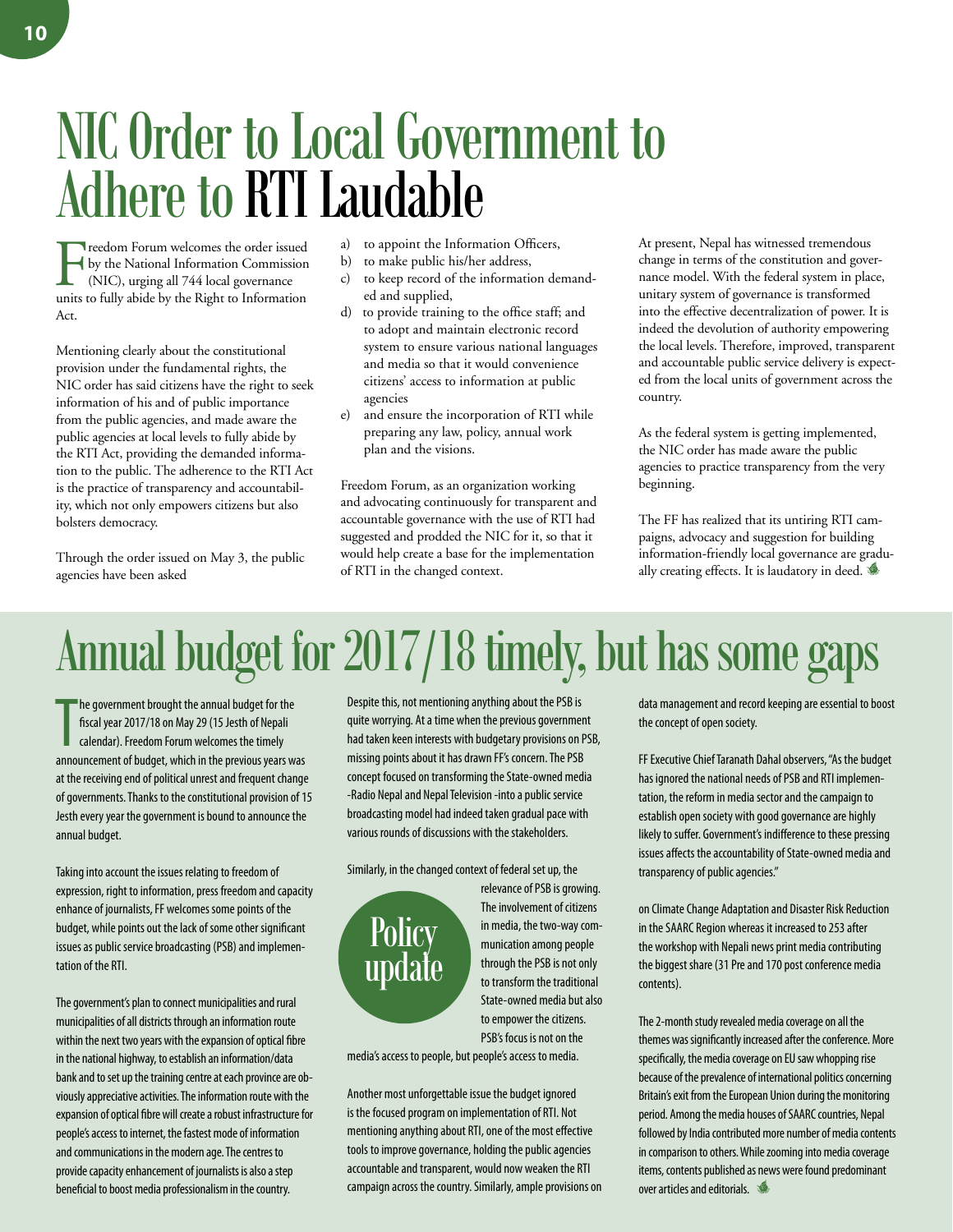# NIC Order to Local Government to Adhere to RTI Laudable

Freedom Forum welcomes the order issued by the National Information Commission (NIC), urging all 744 local governance units to fully abide by the Right to Information Act.

Mentioning clearly about the constitutional provision under the fundamental rights, the NIC order has said citizens have the right to seek information of his and of public importance from the public agencies, and made aware the public agencies at local levels to fully abide by the RTI Act, providing the demanded information to the public. The adherence to the RTI Act is the practice of transparency and accountability, which not only empowers citizens but also bolsters democracy.

Through the order issued on May 3, the public agencies have been asked

a) to appoint the Information Officers,
b) to make public his/her address,
c) to keep record of the information demanded and supplied,
d) to provide training to the office staff; and to adopt and maintain electronic record system to ensure various national languages and media so that it would convenience citizens' access to information at public agencies
e) and ensure the incorporation of RTI while preparing any law, policy, annual work plan and the visions.

Freedom Forum, as an organization working and advocating continuously for transparent and accountable governance with the use of RTI had suggested and prodded the NIC for it, so that it would help create a base for the implementation of RTI in the changed context.

At present, Nepal has witnessed tremendous change in terms of the constitution and governance model. With the federal system in place, unitary system of governance is transformed into the effective decentralization of power. It is indeed the devolution of authority empowering the local levels. Therefore, improved, transparent and accountable public service delivery is expected from the local units of government across the country.

As the federal system is getting implemented, the NIC order has made aware the public agencies to practice transparency from the very beginning.

The FF has realized that its untiring RTI campaigns, advocacy and suggestion for building information-friendly local governance are gradually creating effects. It is laudatory in deed.

# Annual budget for 2017/18 timely, but has some gaps

The government brought the annual budget for the fiscal year 2017/18 on May 29 (15 Jesth of Nepali calendar). Freedom Forum welcomes the timely announcement of budget, which in the previous years was at the receiving end of political unrest and frequent change of governments. Thanks to the constitutional provision of 15 Jesth every year the government is bound to announce the annual budget.

Taking into account the issues relating to freedom of expression, right to information, press freedom and capacity enhance of journalists, FF welcomes some points of the budget, while points out the lack of some other significant issues as public service broadcasting (PSB) and implementation of the RTI.

The government's plan to connect municipalities and rural municipalities of all districts through an information route within the next two years with the expansion of optical fibre in the national highway, to establish an information/data bank and to set up the training centre at each province are obviously appreciative activities. The information route with the expansion of optical fibre will create a robust infrastructure for people's access to internet, the fastest mode of information and communications in the modern age. The centres to provide capacity enhancement of journalists is also a step beneficial to boost media professionalism in the country.

Despite this, not mentioning anything about the PSB is quite worrying. At a time when the previous government had taken keen interests with budgetary provisions on PSB, missing points about it has drawn FF's concern. The PSB concept focused on transforming the State-owned media -Radio Nepal and Nepal Television -into a public service broadcasting model had indeed taken gradual pace with various rounds of discussions with the stakeholders.

Similarly, in the changed context of federal set up, the relevance of PSB is growing. The involvement of citizens in media, the two-way communication among people through the PSB is not only to transform the traditional State-owned media but also to empower the citizens. PSB's focus is not on the media's access to people, but people's access to media.

Policy update

Another most unforgettable issue the budget ignored is the focused program on implementation of RTI. Not mentioning anything about RTI, one of the most effective tools to improve governance, holding the public agencies accountable and transparent, would now weaken the RTI campaign across the country. Similarly, ample provisions on data management and record keeping are essential to boost the concept of open society.

FF Executive Chief Taranath Dahal observers, "As the budget has ignored the national needs of PSB and RTI implementation, the reform in media sector and the campaign to establish open society with good governance are highly likely to suffer. Government's indifference to these pressing issues affects the accountability of State-owned media and transparency of public agencies."

on Climate Change Adaptation and Disaster Risk Reduction in the SAARC Region whereas it increased to 253 after the workshop with Nepali news print media contributing the biggest share (31 Pre and 170 post conference media contents).

The 2-month study revealed media coverage on all the themes was significantly increased after the conference. More specifically, the media coverage on EU saw whopping rise because of the prevalence of international politics concerning Britain's exit from the European Union during the monitoring period. Among the media houses of SAARC countries, Nepal followed by India contributed more number of media contents in comparison to others. While zooming into media coverage items, contents published as news were found predominant over articles and editorials.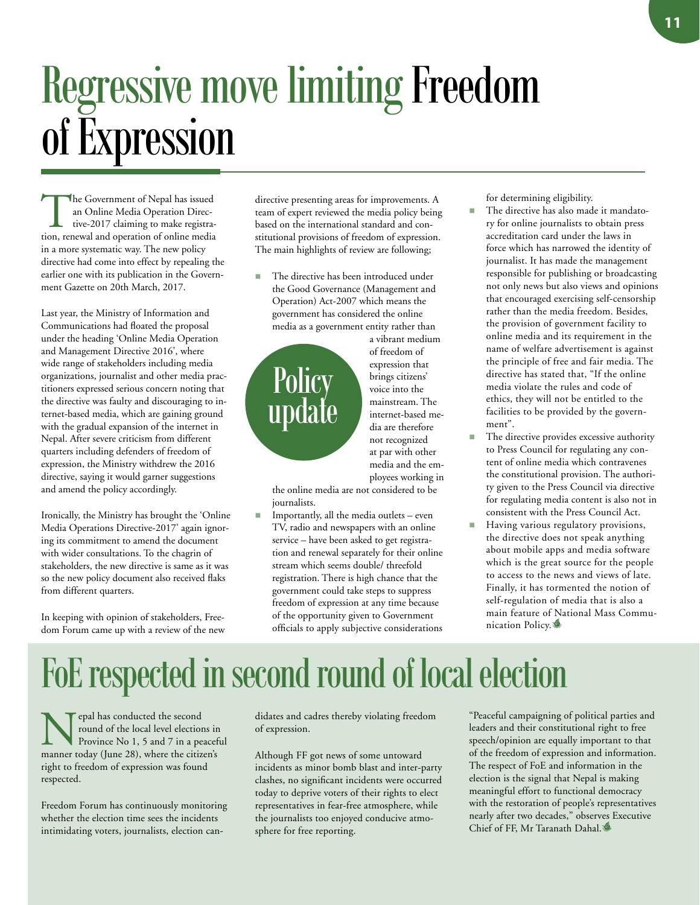# Regressive move limiting Freedom of Expression

The Government of Nepal has issued an Online Media Operation Directive-2017 claiming to make registration, renewal and operation of online media in a more systematic way. The new policy directive had come into effect by repealing the earlier one with its publication in the Government Gazette on 20th March, 2017.

Last year, the Ministry of Information and Communications had floated the proposal under the heading 'Online Media Operation and Management Directive 2016', where wide range of stakeholders including media organizations, journalist and other media practitioners expressed serious concern noting that the directive was faulty and discouraging to internet-based media, which are gaining ground with the gradual expansion of the internet in Nepal. After severe criticism from different quarters including defenders of freedom of expression, the Ministry withdrew the 2016 directive, saying it would garner suggestions and amend the policy accordingly.

Ironically, the Ministry has brought the 'Online Media Operations Directive-2017' again ignoring its commitment to amend the document with wider consultations. To the chagrin of stakeholders, the new directive is same as it was so the new policy document also received flaks from different quarters.

In keeping with opinion of stakeholders, Freedom Forum came up with a review of the new directive presenting areas for improvements. A team of expert reviewed the media policy being based on the international standard and constitutional provisions of freedom of expression. The main highlights of review are following;

**Policy update**

- The directive has been introduced under the Good Governance (Management and Operation) Act-2007 which means the government has considered the online media as a government entity rather than a vibrant medium of freedom of expression that brings citizens' voice into the mainstream. The internet-based media are therefore not recognized at par with other media and the employees working in the online media are not considered to be journalists.
- Importantly, all the media outlets – even TV, radio and newspapers with an online service – have been asked to get registration and renewal separately for their online stream which seems double/ threefold registration. There is high chance that the government could take steps to suppress freedom of expression at any time because of the opportunity given to Government officials to apply subjective considerations for determining eligibility.
- The directive has also made it mandatory for online journalists to obtain press accreditation card under the laws in force which has narrowed the identity of journalist. It has made the management responsible for publishing or broadcasting not only news but also views and opinions that encouraged exercising self-censorship rather than the media freedom. Besides, the provision of government facility to online media and its requirement in the name of welfare advertisement is against the principle of free and fair media. The directive has stated that, "If the online media violate the rules and code of ethics, they will not be entitled to the facilities to be provided by the government".
- The directive provides excessive authority to Press Council for regulating any content of online media which contravenes the constitutional provision. The authority given to the Press Council via directive for regulating media content is also not in consistent with the Press Council Act.
- Having various regulatory provisions, the directive does not speak anything about mobile apps and media software which is the great source for the people to access to the news and views of late. Finally, it has tormented the notion of self-regulation of media that is also a main feature of National Mass Communication Policy.

# FoE respected in second round of local election

Nepal has conducted the second round of the local level elections in Province No 1, 5 and 7 in a peaceful manner today (June 28), where the citizen's right to freedom of expression was found respected.

Freedom Forum has continuously monitoring whether the election time sees the incidents intimidating voters, journalists, election candidates and cadres thereby violating freedom of expression.

Although FF got news of some untoward incidents as minor bomb blast and inter-party clashes, no significant incidents were occurred today to deprive voters of their rights to elect representatives in fear-free atmosphere, while the journalists too enjoyed conducive atmosphere for free reporting.

"Peaceful campaigning of political parties and leaders and their constitutional right to free speech/opinion are equally important to that of the freedom of expression and information. The respect of FoE and information in the election is the signal that Nepal is making meaningful effort to functional democracy with the restoration of people's representatives nearly after two decades," observes Executive Chief of FF, Mr Taranath Dahal.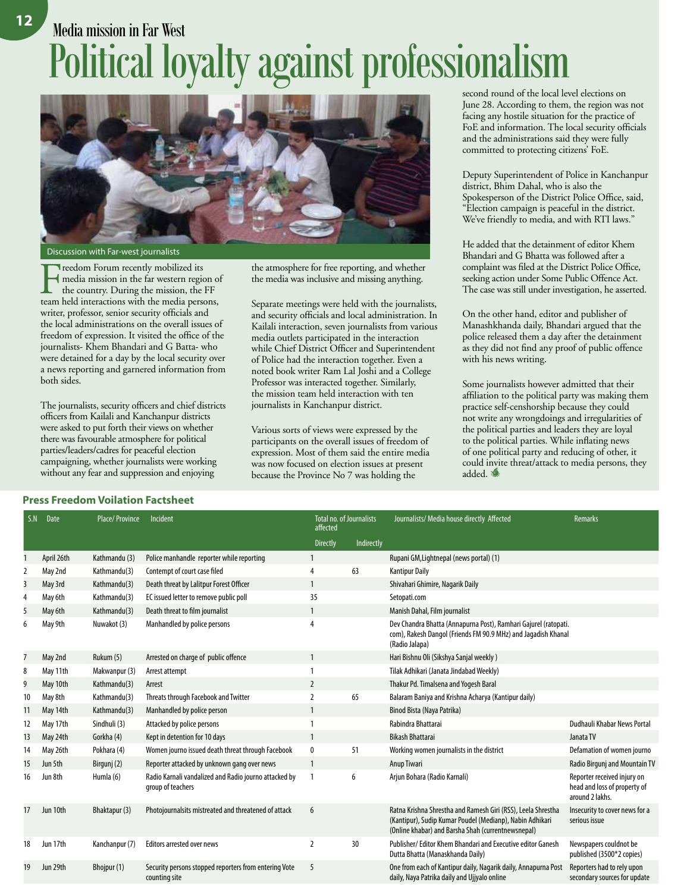## Media mission in Far West

# Political loyalty against professionalism

Discussion with Far-west journalists

Freedom Forum recently mobilized its media mission in the far western region of the country. During the mission, the FF team held interactions with the media persons, writer, professor, senior security officials and the local administrations on the overall issues of freedom of expression. It visited the office of the journalists- Khem Bhandari and G Batta- who were detained for a day by the local security over a news reporting and garnered information from both sides.

The journalists, security officers and chief districts officers from Kailali and Kanchanpur districts were asked to put forth their views on whether there was favourable atmosphere for political parties/leaders/cadres for peaceful election campaigning, whether journalists were working without any fear and suppression and enjoying the atmosphere for free reporting, and whether the media was inclusive and missing anything.

Separate meetings were held with the journalists, and security officials and local administration. In Kailali interaction, seven journalists from various media outlets participated in the interaction while Chief District Officer and Superintendent of Police had the interaction together. Even a noted book writer Ram Lal Joshi and a College Professor was interacted together. Similarly, the mission team held interaction with ten journalists in Kanchanpur district.

Various sorts of views were expressed by the participants on the overall issues of freedom of expression. Most of them said the entire media was now focused on election issues at present because the Province No 7 was holding the second round of the local level elections on June 28. According to them, the region was not facing any hostile situation for the practice of FoE and information. The local security officials and the administrations said they were fully committed to protecting citizens' FoE.

Deputy Superintendent of Police in Kanchanpur district, Bhim Dahal, who is also the Spokesperson of the District Police Office, said, "Election campaign is peaceful in the district. We've friendly to media, and with RTI laws."

He added that the detainment of editor Khem Bhandari and G Bhatta was followed after a complaint was filed at the District Police Office, seeking action under Some Public Offence Act. The case was still under investigation, he asserted.

On the other hand, editor and publisher of Manashkhanda daily, Bhandari argued that the police released them a day after the detainment as they did not find any proof of public offence with his news writing.

Some journalists however admitted that their affiliation to the political party was making them practice self-censhorship because they could not write any wrongdoings and irregularities of the political parties and leaders they are loyal to the political parties. While inflating news of one political party and reducing of other, it could invite threat/attack to media persons, they added.

### Press Freedom Voilation Factsheet

| S.N | Date | Place/ Province | Incident | Total no. of Journalists affected | | Journalists/ Media house directly Affected | Remarks |
|---|---|---|---|---|---|---|---|
| | | | | Directly | Indirectly | | |
| 1 | April 26th | Kathmandu (3) | Police manhandle reporter while reporting | 1 | | Rupani GM,Lightnepal (news portal) (1) | |
| 2 | May 2nd | Kathmandu(3) | Contempt of court case filed | 4 | 63 | Kantipur Daily | |
| 3 | May 3rd | Kathmandu(3) | Death threat by Lalitpur Forest Officer | 1 | | Shivahari Ghimire, Nagarik Daily | |
| 4 | May 6th | Kathmandu(3) | EC issued letter to remove public poll | 35 | | Setopati.com | |
| 5 | May 6th | Kathmandu(3) | Death threat to film journalist | 1 | | Manish Dahal, Film journalist | |
| 6 | May 9th | Nuwakot (3) | Manhandled by police persons | 4 | | Dev Chandra Bhatta (Annapurna Post), Ramhari Gajurel (ratopati.com), Rakesh Dangol (Friends FM 90.9 MHz) and Jagadish Khanal (Radio Jalapa) | |
| 7 | May 2nd | Rukum (5) | Arrested on charge of public offence | 1 | | Hari Bishnu Oli (Sikshya Sanjal weekly ) | |
| 8 | May 11th | Makwanpur (3) | Arrest attempt | 1 | | Tilak Adhikari (Janata Jindabad Weekly) | |
| 9 | May 10th | Kathmandu(3) | Arrest | 2 | | Thakur Pd. Timalsena and Yogesh Baral | |
| 10 | May 8th | Kathmandu(3) | Threats through Facebook and Twitter | 2 | 65 | Balaram Baniya and Krishna Acharya (Kantipur daily) | |
| 11 | May 14th | Kathmandu(3) | Manhandled by police person | 1 | | Binod Bista (Naya Patrika) | |
| 12 | May 17th | Sindhuli (3) | Attacked by police persons | 1 | | Rabindra Bhattarai | Dudhauli Khabar News Portal |
| 13 | May 24th | Gorkha (4) | Kept in detention for 10 days | 1 | | Bikash Bhattarai | Janata TV |
| 14 | May 26th | Pokhara (4) | Women journo issued death threat through Facebook | 0 | 51 | Working women journalists in the district | Defamation of women journo |
| 15 | Jun 5th | Birgunj (2) | Reporter attacked by unknown gang over news | 1 | | Anup Tiwari | Radio Birgunj and Mountain TV |
| 16 | Jun 8th | Humla (6) | Radio Karnali vandalized and Radio journo attacked by group of teachers | 1 | 6 | Arjun Bohara (Radio Karnali) | Reporter received injury on head and loss of property of around 2 lakhs. |
| 17 | Jun 10th | Bhaktapur (3) | Photojournalsits mistreated and threatened of attack | 6 | | Ratna Krishna Shrestha and Ramesh Giri (RSS), Leela Shrestha (Kantipur), Sudip Kumar Poudel (Medianp), Nabin Adhikari (Online khabar) and Barsha Shah (currentnewsnepal) | Insecurity to cover news for a serious issue |
| 18 | Jun 17th | Kanchanpur (7) | Editors arrested over news | 2 | 30 | Publisher/ Editor Khem Bhandari and Executive editor Ganesh Dutta Bhatta (Manaskhanda Daily) | Newspapers couldnot be published (3500*2 copies) |
| 19 | Jun 29th | Bhojpur (1) | Security persons stopped reporters from entering Vote counting site | 5 | | One from each of Kantipur daily, Nagarik daily, Annapurna Post daily, Naya Patrika daily and Ujjyalo online | Reporters had to rely upon secondary sources for update |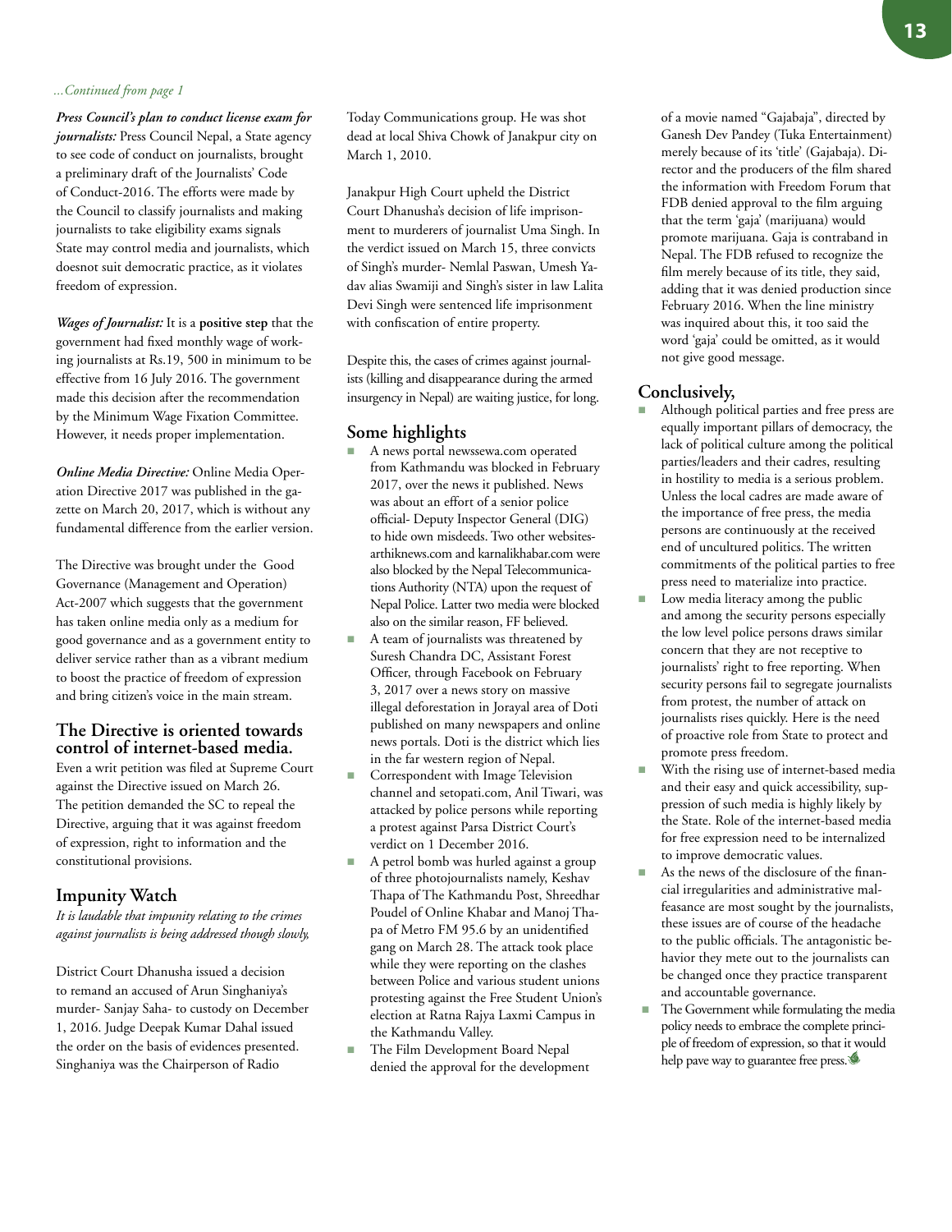*...Continued from page 1*

***Press Council's plan to conduct license exam for journalists:*** Press Council Nepal, a State agency to see code of conduct on journalists, brought a preliminary draft of the Journalists' Code of Conduct-2016. The efforts were made by the Council to classify journalists and making journalists to take eligibility exams signals State may control media and journalists, which doesnot suit democratic practice, as it violates freedom of expression.

***Wages of Journalist:*** It is a **positive step** that the government had fixed monthly wage of working journalists at Rs.19, 500 in minimum to be effective from 16 July 2016. The government made this decision after the recommendation by the Minimum Wage Fixation Committee. However, it needs proper implementation.

***Online Media Directive:*** Online Media Operation Directive 2017 was published in the gazette on March 20, 2017, which is without any fundamental difference from the earlier version.

The Directive was brought under the Good Governance (Management and Operation) Act-2007 which suggests that the government has taken online media only as a medium for good governance and as a government entity to deliver service rather than as a vibrant medium to boost the practice of freedom of expression and bring citizen's voice in the main stream.

## The Directive is oriented towards control of internet-based media.

Even a writ petition was filed at Supreme Court against the Directive issued on March 26. The petition demanded the SC to repeal the Directive, arguing that it was against freedom of expression, right to information and the constitutional provisions.

## Impunity Watch

*It is laudable that impunity relating to the crimes against journalists is being addressed though slowly.*

District Court Dhanusha issued a decision to remand an accused of Arun Singhaniya's murder- Sanjay Saha- to custody on December 1, 2016. Judge Deepak Kumar Dahal issued the order on the basis of evidences presented. Singhaniya was the Chairperson of Radio Today Communications group. He was shot dead at local Shiva Chowk of Janakpur city on March 1, 2010.

Janakpur High Court upheld the District Court Dhanusha's decision of life imprisonment to murderers of journalist Uma Singh. In the verdict issued on March 15, three convicts of Singh's murder- Nemlal Paswan, Umesh Yadav alias Swamiji and Singh's sister in law Lalita Devi Singh were sentenced life imprisonment with confiscation of entire property.

Despite this, the cases of crimes against journalists (killing and disappearance during the armed insurgency in Nepal) are waiting justice, for long.

## Some highlights

- A news portal newssewa.com operated from Kathmandu was blocked in February 2017, over the news it published. News was about an effort of a senior police official- Deputy Inspector General (DIG) to hide own misdeeds. Two other websites- arthiknews.com and karnalikhabar.com were also blocked by the Nepal Telecommunications Authority (NTA) upon the request of Nepal Police. Latter two media were blocked also on the similar reason, FF believed.
- A team of journalists was threatened by Suresh Chandra DC, Assistant Forest Officer, through Facebook on February 3, 2017 over a news story on massive illegal deforestation in Jorayal area of Doti published on many newspapers and online news portals. Doti is the district which lies in the far western region of Nepal.
- Correspondent with Image Television channel and setopati.com, Anil Tiwari, was attacked by police persons while reporting a protest against Parsa District Court's verdict on 1 December 2016.
- A petrol bomb was hurled against a group of three photojournalists namely, Keshav Thapa of The Kathmandu Post, Shreedhar Poudel of Online Khabar and Manoj Thapa of Metro FM 95.6 by an unidentified gang on March 28. The attack took place while they were reporting on the clashes between Police and various student unions protesting against the Free Student Union's election at Ratna Rajya Laxmi Campus in the Kathmandu Valley.
- The Film Development Board Nepal denied the approval for the development of a movie named "Gajabaja", directed by Ganesh Dev Pandey (Tuka Entertainment) merely because of its 'title' (Gajabaja). Director and the producers of the film shared the information with Freedom Forum that FDB denied approval to the film arguing that the term 'gaja' (marijuana) would promote marijuana. Gaja is contraband in Nepal. The FDB refused to recognize the film merely because of its title, they said, adding that it was denied production since February 2016. When the line ministry was inquired about this, it too said the word 'gaja' could be omitted, as it would not give good message.

## Conclusively,

- Although political parties and free press are equally important pillars of democracy, the lack of political culture among the political parties/leaders and their cadres, resulting in hostility to media is a serious problem. Unless the local cadres are made aware of the importance of free press, the media persons are continuously at the received end of uncultured politics. The written commitments of the political parties to free press need to materialize into practice.
- Low media literacy among the public and among the security persons especially the low level police persons draws similar concern that they are not receptive to journalists' right to free reporting. When security persons fail to segregate journalists from protest, the number of attack on journalists rises quickly. Here is the need of proactive role from State to protect and promote press freedom.
- With the rising use of internet-based media and their easy and quick accessibility, suppression of such media is highly likely by the State. Role of the internet-based media for free expression need to be internalized to improve democratic values.
- As the news of the disclosure of the financial irregularities and administrative malfeasance are most sought by the journalists, these issues are of course of the headache to the public officials. The antagonistic behavior they mete out to the journalists can be changed once they practice transparent and accountable governance.
- The Government while formulating the media policy needs to embrace the complete principle of freedom of expression, so that it would help pave way to guarantee free press.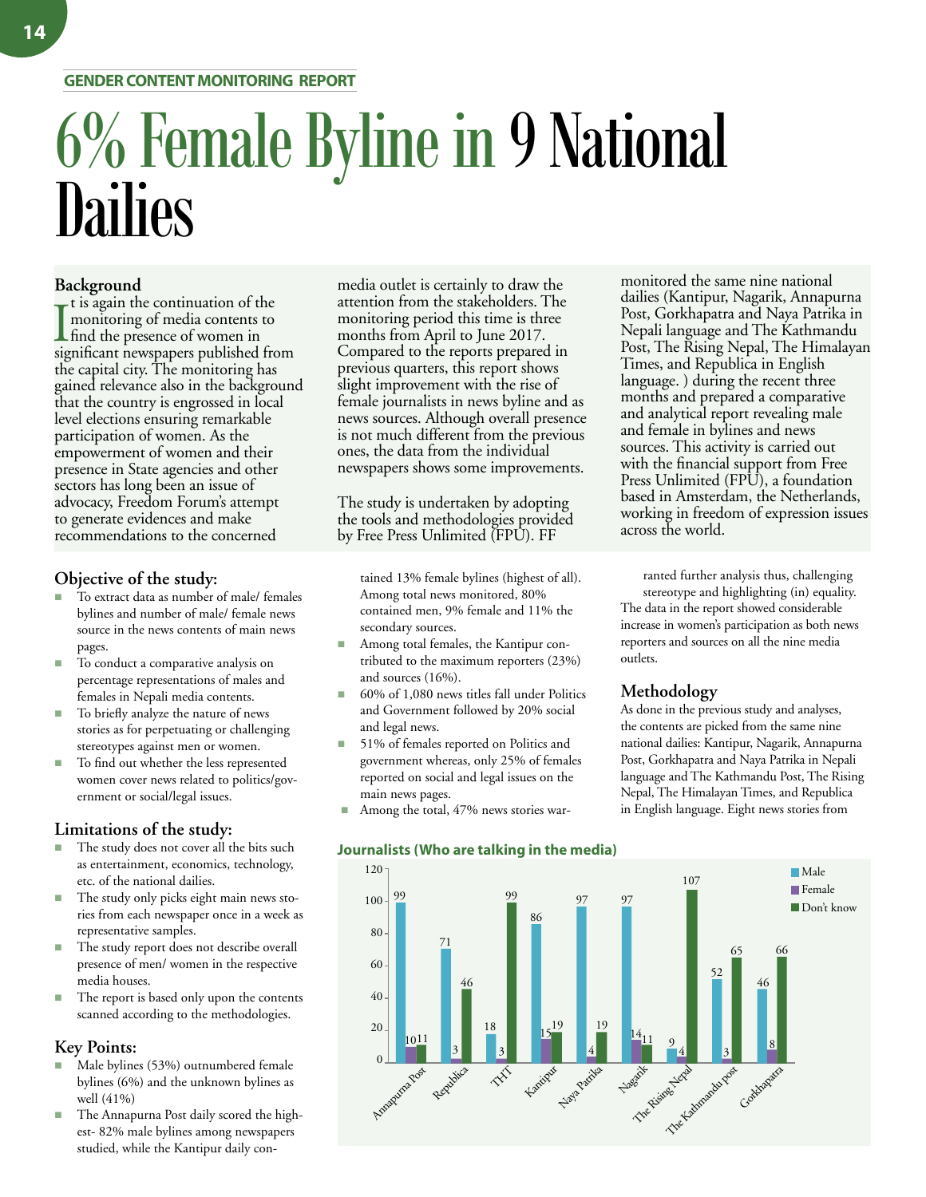GENDER CONTENT MONITORING REPORT

# 6% Female Byline in 9 National Dailies

## Background

It is again the continuation of the monitoring of media contents to find the presence of women in significant newspapers published from the capital city. The monitoring has gained relevance also in the background that the country is engrossed in local level elections ensuring remarkable participation of women. As the empowerment of women and their presence in State agencies and other sectors has long been an issue of advocacy, Freedom Forum's attempt to generate evidences and make recommendations to the concerned media outlet is certainly to draw the attention from the stakeholders. The monitoring period this time is three months from April to June 2017. Compared to the reports prepared in previous quarters, this report shows slight improvement with the rise of female journalists in news byline and as news sources. Although overall presence is not much different from the previous ones, the data from the individual newspapers shows some improvements.

The study is undertaken by adopting the tools and methodologies provided by Free Press Unlimited (FPU). FF monitored the same nine national dailies (Kantipur, Nagarik, Annapurna Post, Gorkhapatra and Naya Patrika in Nepali language and The Kathmandu Post, The Rising Nepal, The Himalayan Times, and Republica in English language. ) during the recent three months and prepared a comparative and analytical report revealing male and female in bylines and news sources. This activity is carried out with the financial support from Free Press Unlimited (FPU), a foundation based in Amsterdam, the Netherlands, working in freedom of expression issues across the world.

## Objective of the study:

- To extract data as number of male/ females bylines and number of male/ female news source in the news contents of main news pages.
- To conduct a comparative analysis on percentage representations of males and females in Nepali media contents.
- To briefly analyze the nature of news stories as for perpetuating or challenging stereotypes against men or women.
- To find out whether the less represented women cover news related to politics/government or social/legal issues.

## Limitations of the study:

- The study does not cover all the bits such as entertainment, economics, technology, etc. of the national dailies.
- The study only picks eight main news stories from each newspaper once in a week as representative samples.
- The study report does not describe overall presence of men/ women in the respective media houses.
- The report is based only upon the contents scanned according to the methodologies.

## Key Points:

- Male bylines (53%) outnumbered female bylines (6%) and the unknown bylines as well (41%)
- The Annapurna Post daily scored the highest- 82% male bylines among newspapers studied, while the Kantipur daily contained 13% female bylines (highest of all). Among total news monitored, 80% contained men, 9% female and 11% the secondary sources.
- Among total females, the Kantipur contributed to the maximum reporters (23%) and sources (16%).
- 60% of 1,080 news titles fall under Politics and Government followed by 20% social and legal news.
- 51% of females reported on Politics and government whereas, only 25% of females reported on social and legal issues on the main news pages.
- Among the total, 47% news stories warranted further analysis thus, challenging stereotype and highlighting (in) equality.

The data in the report showed considerable increase in women's participation as both news reporters and sources on all the nine media outlets.

## Methodology

As done in the previous study and analyses, the contents are picked from the same nine national dailies: Kantipur, Nagarik, Annapurna Post, Gorkhapatra and Naya Patrika in Nepali language and The Kathmandu Post, The Rising Nepal, The Himalayan Times, and Republica in English language. Eight news stories from

**Journalists (Who are talking in the media)**

| Newspaper | Male | Female | Don't know |
|---|---|---|---|
| Annapurna Post | 99 | 10 | 11 |
| Republica | 71 | 3 | 46 |
| THT | 18 | 3 | 99 |
| Kantipur | 86 | 15 | 19 |
| Naya Patrika | 97 | 4 | 19 |
| Nagarik | 97 | 14 | 11 |
| The Rising Nepal | 9 | 4 | 107 |
| The Kathmandu post | 52 | 3 | 65 |
| Gorkhapatra | 46 | 8 | 66 |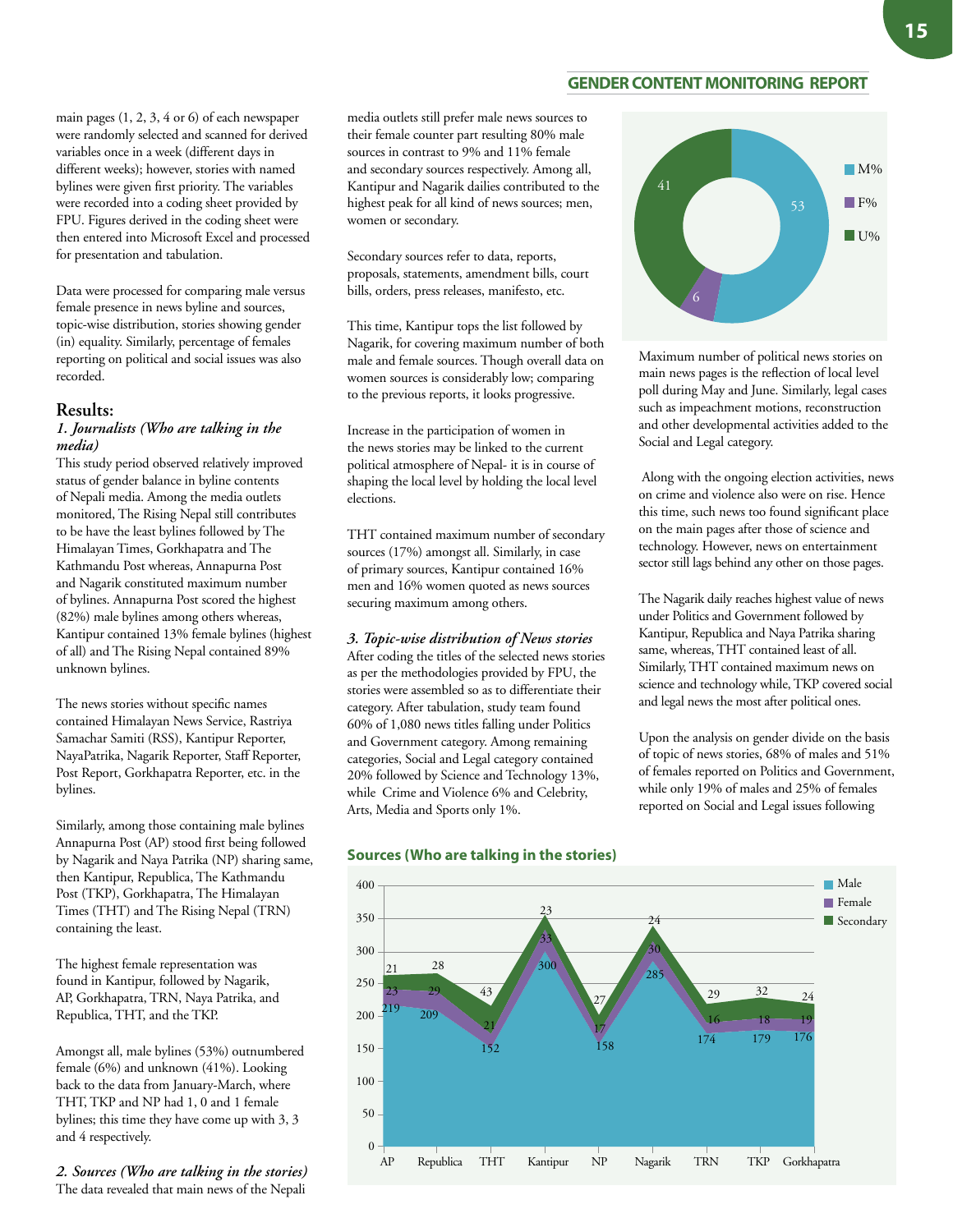main pages (1, 2, 3, 4 or 6) of each newspaper were randomly selected and scanned for derived variables once in a week (different days in different weeks); however, stories with named bylines were given first priority. The variables were recorded into a coding sheet provided by FPU. Figures derived in the coding sheet were then entered into Microsoft Excel and processed for presentation and tabulation.

Data were processed for comparing male versus female presence in news byline and sources, topic-wise distribution, stories showing gender (in) equality. Similarly, percentage of females reporting on political and social issues was also recorded.

## Results:

### *1. Journalists (Who are talking in the media)*

This study period observed relatively improved status of gender balance in byline contents of Nepali media. Among the media outlets monitored, The Rising Nepal still contributes to be have the least bylines followed by The Himalayan Times, Gorkhapatra and The Kathmandu Post whereas, Annapurna Post and Nagarik constituted maximum number of bylines. Annapurna Post scored the highest (82%) male bylines among others whereas, Kantipur contained 13% female bylines (highest of all) and The Rising Nepal contained 89% unknown bylines.

The news stories without specific names contained Himalayan News Service, Rastriya Samachar Samiti (RSS), Kantipur Reporter, NayaPatrika, Nagarik Reporter, Staff Reporter, Post Report, Gorkhapatra Reporter, etc. in the bylines.

Similarly, among those containing male bylines Annapurna Post (AP) stood first being followed by Nagarik and Naya Patrika (NP) sharing same, then Kantipur, Republica, The Kathmandu Post (TKP), Gorkhapatra, The Himalayan Times (THT) and The Rising Nepal (TRN) containing the least.

The highest female representation was found in Kantipur, followed by Nagarik, AP, Gorkhapatra, TRN, Naya Patrika, and Republica, THT, and the TKP.

Amongst all, male bylines (53%) outnumbered female (6%) and unknown (41%). Looking back to the data from January-March, where THT, TKP and NP had 1, 0 and 1 female bylines; this time they have come up with 3, 3 and 4 respectively.

### *2. Sources (Who are talking in the stories)*

The data revealed that main news of the Nepali media outlets still prefer male news sources to their female counter part resulting 80% male sources in contrast to 9% and 11% female and secondary sources respectively. Among all, Kantipur and Nagarik dailies contributed to the highest peak for all kind of news sources; men, women or secondary.

Secondary sources refer to data, reports, proposals, statements, amendment bills, court bills, orders, press releases, manifesto, etc.

This time, Kantipur tops the list followed by Nagarik, for covering maximum number of both male and female sources. Though overall data on women sources is considerably low; comparing to the previous reports, it looks progressive.

Increase in the participation of women in the news stories may be linked to the current political atmosphere of Nepal- it is in course of shaping the local level by holding the local level elections.

THT contained maximum number of secondary sources (17%) amongst all. Similarly, in case of primary sources, Kantipur contained 16% men and 16% women quoted as news sources securing maximum among others.

### *3. Topic-wise distribution of News stories*

After coding the titles of the selected news stories as per the methodologies provided by FPU, the stories were assembled so as to differentiate their category. After tabulation, study team found 60% of 1,080 news titles falling under Politics and Government category. Among remaining categories, Social and Legal category contained 20% followed by Science and Technology 13%, while Crime and Violence 6% and Celebrity, Arts, Media and Sports only 1%.

| | % |
|---|---|
| M% | 53 |
| F% | 6 |
| U% | 41 |

Maximum number of political news stories on main news pages is the reflection of local level poll during May and June. Similarly, legal cases such as impeachment motions, reconstruction and other developmental activities added to the Social and Legal category.

Along with the ongoing election activities, news on crime and violence also were on rise. Hence this time, such news too found significant place on the main pages after those of science and technology. However, news on entertainment sector still lags behind any other on those pages.

The Nagarik daily reaches highest value of news under Politics and Government followed by Kantipur, Republica and Naya Patrika sharing same, whereas, THT contained least of all. Similarly, THT contained maximum news on science and technology while, TKP covered social and legal news the most after political ones.

Upon the analysis on gender divide on the basis of topic of news stories, 68% of males and 51% of females reported on Politics and Government, while only 19% of males and 25% of females reported on Social and Legal issues following

**Sources (Who are talking in the stories)**

| | AP | Republica | THT | Kantipur | NP | Nagarik | TRN | TKP | Gorkhapatra |
|---|---|---|---|---|---|---|---|---|---|
| Male | 219 | 209 | 152 | 300 | 158 | 285 | 174 | 179 | 176 |
| Female | 23 | 29 | 21 | 33 | 17 | 30 | 16 | 18 | 19 |
| Secondary | 21 | 28 | 43 | 23 | 27 | 24 | 29 | 32 | 24 |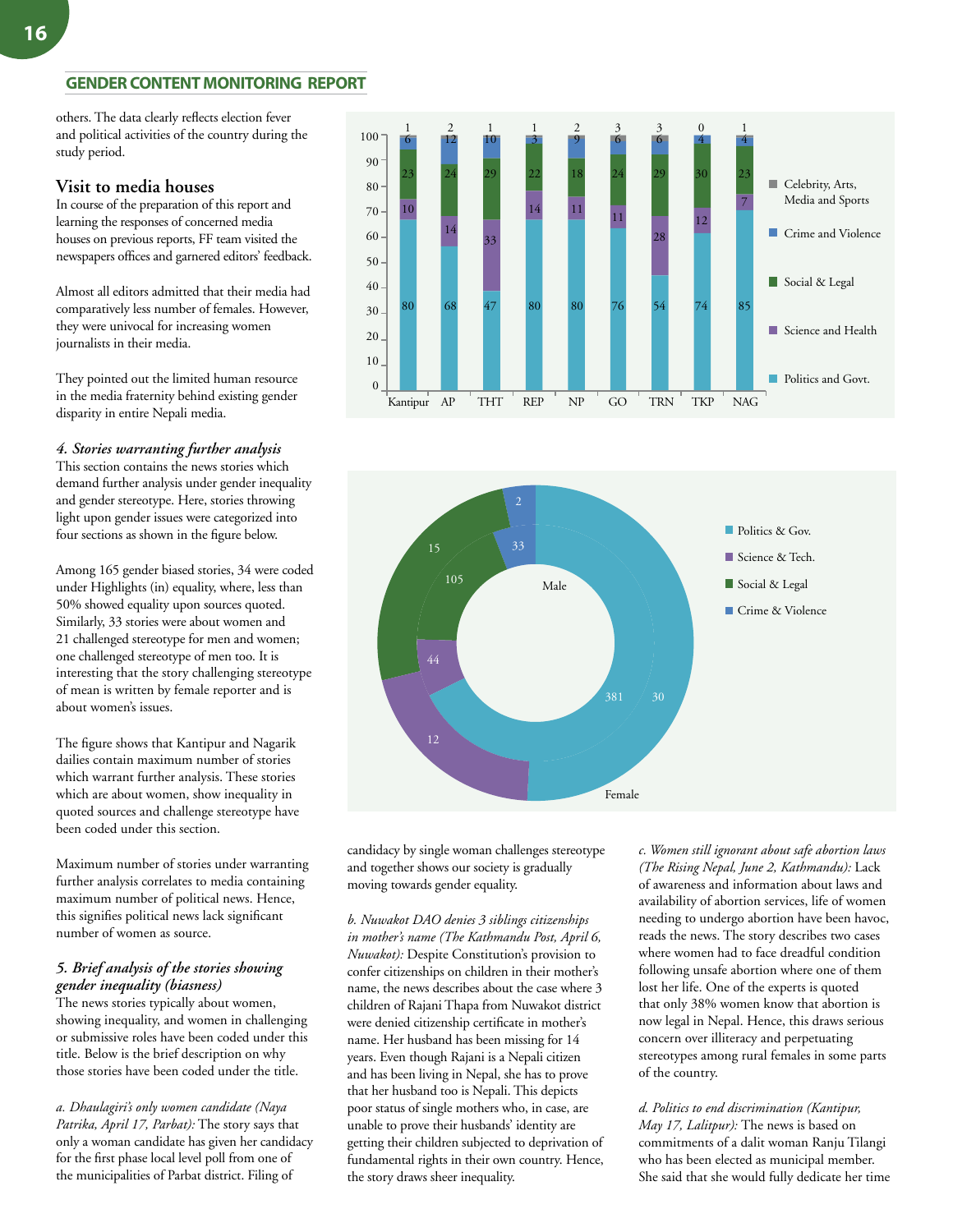others. The data clearly reflects election fever and political activities of the country during the study period.

## Visit to media houses

In course of the preparation of this report and learning the responses of concerned media houses on previous reports, FF team visited the newspapers offices and garnered editors' feedback.

Almost all editors admitted that their media had comparatively less number of females. However, they were univocal for increasing women journalists in their media.

They pointed out the limited human resource in the media fraternity behind existing gender disparity in entire Nepali media.

### *4. Stories warranting further analysis*

This section contains the news stories which demand further analysis under gender inequality and gender stereotype. Here, stories throwing light upon gender issues were categorized into four sections as shown in the figure below.

Among 165 gender biased stories, 34 were coded under Highlights (in) equality, where, less than 50% showed equality upon sources quoted. Similarly, 33 stories were about women and 21 challenged stereotype for men and women; one challenged stereotype of men too. It is interesting that the story challenging stereotype of mean is written by female reporter and is about women's issues.

The figure shows that Kantipur and Nagarik dailies contain maximum number of stories which warrant further analysis. These stories which are about women, show inequality in quoted sources and challenge stereotype have been coded under this section.

Maximum number of stories under warranting further analysis correlates to media containing maximum number of political news. Hence, this signifies political news lack significant number of women as source.

| | Kantipur | AP | THT | REP | NP | GO | TRN | TKP | NAG |
|---|---|---|---|---|---|---|---|---|---|
| Celebrity, Arts, Media and Sports | 1 | 2 | 1 | 1 | 2 | 3 | 3 | 0 | 1 |
| Crime and Violence | 6 | 12 | 10 | 3 | 9 | 6 | 6 | 4 | 4 |
| Social & Legal | 23 | 24 | 29 | 22 | 18 | 24 | 29 | 30 | 23 |
| Science and Health | 10 | 14 | 33 | 14 | 11 | 11 | 28 | 12 | 7 |
| Politics and Govt. | 80 | 68 | 47 | 80 | 80 | 76 | 54 | 74 | 85 |

| | Male | Female |
|---|---|---|
| Politics & Gov. | 381 | 30 |
| Science & Tech. | 44 | 12 |
| Social & Legal | 105 | 15 |
| Crime & Violence | 33 | 2 |

### *5. Brief analysis of the stories showing gender inequality (biasness)*

The news stories typically about women, showing inequality, and women in challenging or submissive roles have been coded under this title. Below is the brief description on why those stories have been coded under the title.

*a. Dhaulagiri's only women candidate (Naya Patrika, April 17, Parbat):* The story says that only a woman candidate has given her candidacy for the first phase local level poll from one of the municipalities of Parbat district. Filing of candidacy by single woman challenges stereotype and together shows our society is gradually moving towards gender equality.

*b. Nuwakot DAO denies 3 siblings citizenships in mother's name (The Kathmandu Post, April 6, Nuwakot):* Despite Constitution's provision to confer citizenships on children in their mother's name, the news describes about the case where 3 children of Rajani Thapa from Nuwakot district were denied citizenship certificate in mother's name. Her husband has been missing for 14 years. Even though Rajani is a Nepali citizen and has been living in Nepal, she has to prove that her husband too is Nepali. This depicts poor status of single mothers who, in case, are unable to prove their husbands' identity are getting their children subjected to deprivation of fundamental rights in their own country. Hence, the story draws sheer inequality.

*c. Women still ignorant about safe abortion laws (The Rising Nepal, June 2, Kathmandu):* Lack of awareness and information about laws and availability of abortion services, life of women needing to undergo abortion have been havoc, reads the news. The story describes two cases where women had to face dreadful condition following unsafe abortion where one of them lost her life. One of the experts is quoted that only 38% women know that abortion is now legal in Nepal. Hence, this draws serious concern over illiteracy and perpetuating stereotypes among rural females in some parts of the country.

*d. Politics to end discrimination (Kantipur, May 17, Lalitpur):* The news is based on commitments of a dalit woman Ranju Tilangi who has been elected as municipal member. She said that she would fully dedicate her time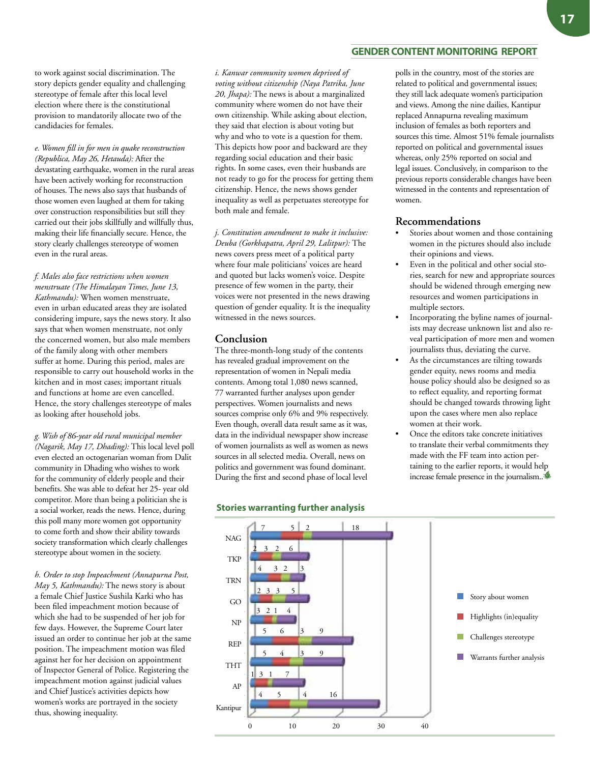to work against social discrimination. The story depicts gender equality and challenging stereotype of female after this local level election where there is the constitutional provision to mandatorily allocate two of the candidacies for females.

*e. Women fill in for men in quake reconstruction (Republica, May 26, Hetauda):* After the devastating earthquake, women in the rural areas have been actively working for reconstruction of houses. The news also says that husbands of those women even laughed at them for taking over construction responsibilities but still they carried out their jobs skillfully and willfully thus, making their life financially secure. Hence, the story clearly challenges stereotype of women even in the rural areas.

*f. Males also face restrictions when women menstruate (The Himalayan Times, June 13, Kathmandu):* When women menstruate, even in urban educated areas they are isolated considering impure, says the news story. It also says that when women menstruate, not only the concerned women, but also male members of the family along with other members suffer at home. During this period, males are responsible to carry out household works in the kitchen and in most cases; important rituals and functions at home are even cancelled. Hence, the story challenges stereotype of males as looking after household jobs.

*g. Wish of 86-year old rural municipal member (Nagarik, May 17, Dhading):* This local level poll even elected an octogenarian woman from Dalit community in Dhading who wishes to work for the community of elderly people and their benefits. She was able to defeat her 25- year old competitor. More than being a politician she is a social worker, reads the news. Hence, during this poll many more women got opportunity to come forth and show their ability towards society transformation which clearly challenges stereotype about women in the society.

*h. Order to stop Impeachment (Annapurna Post, May 5, Kathmandu):* The news story is about a female Chief Justice Sushila Karki who has been filed impeachment motion because of which she had to be suspended of her job for few days. However, the Supreme Court later issued an order to continue her job at the same position. The impeachment motion was filed against her for her decision on appointment of Inspector General of Police. Registering the impeachment motion against judicial values and Chief Justice's activities depicts how women's works are portrayed in the society thus, showing inequality.

*i. Kanwar community women deprived of voting without citizenship (Naya Patrika, June 20, Jhapa):* The news is about a marginalized community where women do not have their own citizenship. While asking about election, they said that election is about voting but why and who to vote is a question for them. This depicts how poor and backward are they regarding social education and their basic rights. In some cases, even their husbands are not ready to go for the process for getting them citizenship. Hence, the news shows gender inequality as well as perpetuates stereotype for both male and female.

*j. Constitution amendment to make it inclusive: Deuba (Gorkhapatra, April 29, Lalitpur):* The news covers press meet of a political party where four male politicians' voices are heard and quoted but lacks women's voice. Despite presence of few women in the party, their voices were not presented in the news drawing question of gender equality. It is the inequality witnessed in the news sources.

## Conclusion

The three-month-long study of the contents has revealed gradual improvement on the representation of women in Nepali media contents. Among total 1,080 news scanned, 77 warranted further analyses upon gender perspectives. Women journalists and news sources comprise only 6% and 9% respectively. Even though, overall data result same as it was, data in the individual newspaper show increase of women journalists as well as women as news sources in all selected media. Overall, news on politics and government was found dominant. During the first and second phase of local level polls in the country, most of the stories are related to political and governmental issues; they still lack adequate women's participation and views. Among the nine dailies, Kantipur replaced Annapurna revealing maximum inclusion of females as both reporters and sources this time. Almost 51% female journalists reported on political and governmental issues whereas, only 25% reported on social and legal issues. Conclusively, in comparison to the previous reports considerable changes have been witnessed in the contents and representation of women.

## Recommendations

- Stories about women and those containing women in the pictures should also include their opinions and views.
- Even in the political and other social stories, search for new and appropriate sources should be widened through emerging new resources and women participations in multiple sectors.
- Incorporating the byline names of journalists may decrease unknown list and also reveal participation of more men and women journalists thus, deviating the curve.
- As the circumstances are tilting towards gender equity, news rooms and media house policy should also be designed so as to reflect equality, and reporting format should be changed towards throwing light upon the cases where men also replace women at their work.
- Once the editors take concrete initiatives to translate their verbal commitments they made with the FF team into action pertaining to the earlier reports, it would help increase female presence in the journalism..

**Stories warranting further analysis**

| Newspaper | Story about women | Highlights (in)equality | Challenges stereotype | Warrants further analysis |
|---|---|---|---|---|
| NAG | 7 | 5 | 2 | 18 |
| TKP | 2 | 3 | 2 | 6 |
| TRN | 4 | 3 | 2 | 3 |
| GO | 2 | 3 | 3 | 5 |
| NP | 3 | 2 | 1 | 4 |
| REP | 5 | 6 | 3 | 9 |
| THT | 5 | 4 | 3 | 9 |
| AP | 1 | 3 | 1 | 7 |
| Kantipur | 4 | 5 | 4 | 16 |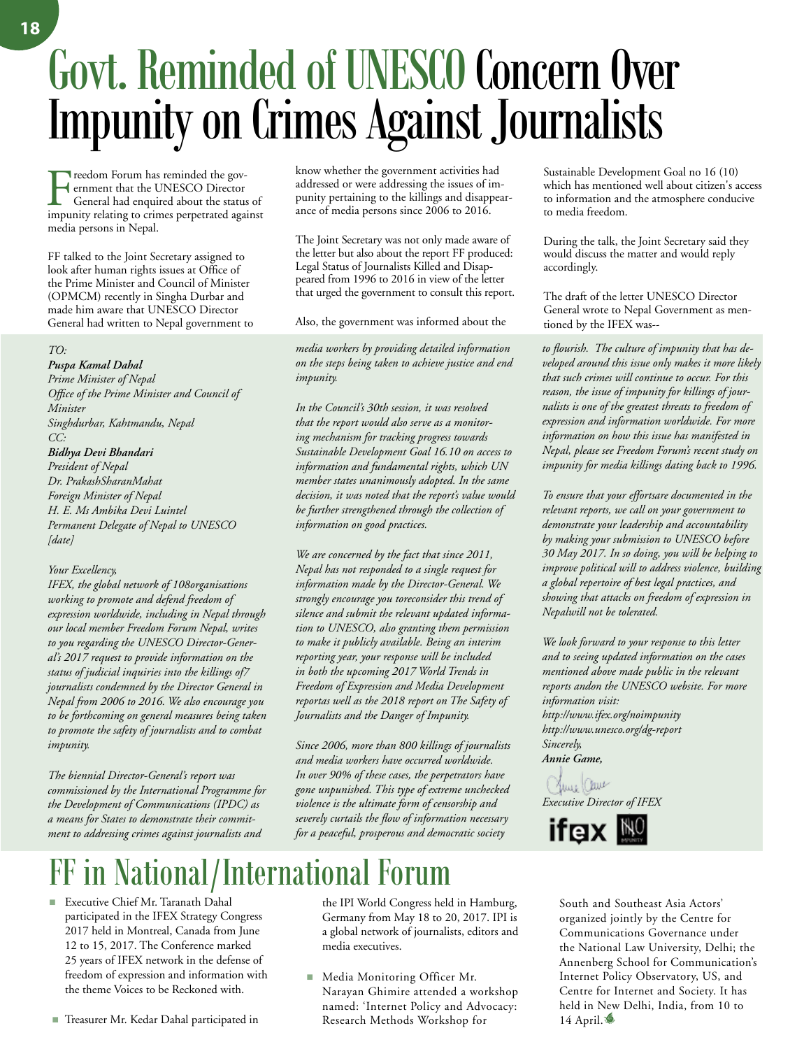# Govt. Reminded of UNESCO Concern Over Impunity on Crimes Against Journalists

Freedom Forum has reminded the government that the UNESCO Director General had enquired about the status of impunity relating to crimes perpetrated against media persons in Nepal.

FF talked to the Joint Secretary assigned to look after human rights issues at Office of the Prime Minister and Council of Minister (OPMCM) recently in Singha Durbar and made him aware that UNESCO Director General had written to Nepal government to know whether the government activities had addressed or were addressing the issues of impunity pertaining to the killings and disappearance of media persons since 2006 to 2016.

The Joint Secretary was not only made aware of the letter but also about the report FF produced: Legal Status of Journalists Killed and Disappeared from 1996 to 2016 in view of the letter that urged the government to consult this report.

Also, the government was informed about the Sustainable Development Goal no 16 (10) which has mentioned well about citizen's access to information and the atmosphere conducive to media freedom.

During the talk, the Joint Secretary said they would discuss the matter and would reply accordingly.

The draft of the letter UNESCO Director General wrote to Nepal Government as mentioned by the IFEX was--

*TO:*
***Puspa Kamal Dahal***
*Prime Minister of Nepal*
*Office of the Prime Minister and Council of Minister*
*Singhdurbar, Kahtmandu, Nepal*
*CC:*
***Bidhya Devi Bhandari***
*President of Nepal*
*Dr. PrakashSharanMahat*
*Foreign Minister of Nepal*
*H. E. Ms Ambika Devi Luintel*
*Permanent Delegate of Nepal to UNESCO*
*[date]*

*Your Excellency,*
*IFEX, the global network of 108organisations working to promote and defend freedom of expression worldwide, including in Nepal through our local member Freedom Forum Nepal, writes to you regarding the UNESCO Director-General's 2017 request to provide information on the status of judicial inquiries into the killings of7 journalists condemned by the Director General in Nepal from 2006 to 2016. We also encourage you to be forthcoming on general measures being taken to promote the safety of journalists and to combat impunity.*

*The biennial Director-General's report was commissioned by the International Programme for the Development of Communications (IPDC) as a means for States to demonstrate their commitment to addressing crimes against journalists and media workers by providing detailed information on the steps being taken to achieve justice and end impunity.*

*In the Council's 30th session, it was resolved that the report would also serve as a monitoring mechanism for tracking progress towards Sustainable Development Goal 16.10 on access to information and fundamental rights, which UN member states unanimously adopted. In the same decision, it was noted that the report's value would be further strengthened through the collection of information on good practices.*

*We are concerned by the fact that since 2011, Nepal has not responded to a single request for information made by the Director-General. We strongly encourage you toreconsider this trend of silence and submit the relevant updated information to UNESCO, also granting them permission to make it publicly available. Being an interim reporting year, your response will be included in both the upcoming 2017 World Trends in Freedom of Expression and Media Development reportas well as the 2018 report on The Safety of Journalists and the Danger of Impunity.*

*Since 2006, more than 800 killings of journalists and media workers have occurred worldwide. In over 90% of these cases, the perpetrators have gone unpunished. This type of extreme unchecked violence is the ultimate form of censorship and severely curtails the flow of information necessary for a peaceful, prosperous and democratic society to flourish. The culture of impunity that has developed around this issue only makes it more likely that such crimes will continue to occur. For this reason, the issue of impunity for killings of journalists is one of the greatest threats to freedom of expression and information worldwide. For more information on how this issue has manifested in Nepal, please see Freedom Forum's recent study on impunity for media killings dating back to 1996.*

*To ensure that your effortsare documented in the relevant reports, we call on your government to demonstrate your leadership and accountability by making your submission to UNESCO before 30 May 2017. In so doing, you will be helping to improve political will to address violence, building a global repertoire of best legal practices, and showing that attacks on freedom of expression in Nepalwill not be tolerated.*

*We look forward to your response to this letter and to seeing updated information on the cases mentioned above made public in the relevant reports andon the UNESCO website. For more information visit:*
*http://www.ifex.org/noimpunity*
*http://www.unesco.org/dg-report*
*Sincerely,*
***Annie Game,***
*Executive Director of IFEX*

# FF in National/International Forum

- Executive Chief Mr. Taranath Dahal participated in the IFEX Strategy Congress 2017 held in Montreal, Canada from June 12 to 15, 2017. The Conference marked 25 years of IFEX network in the defense of freedom of expression and information with the theme Voices to be Reckoned with.
- Treasurer Mr. Kedar Dahal participated in the IPI World Congress held in Hamburg, Germany from May 18 to 20, 2017. IPI is a global network of journalists, editors and media executives.
- Media Monitoring Officer Mr. Narayan Ghimire attended a workshop named: 'Internet Policy and Advocacy: Research Methods Workshop for South and Southeast Asia Actors' organized jointly by the Centre for Communications Governance under the National Law University, Delhi; the Annenberg School for Communication's Internet Policy Observatory, US, and Centre for Internet and Society. It has held in New Delhi, India, from 10 to 14 April.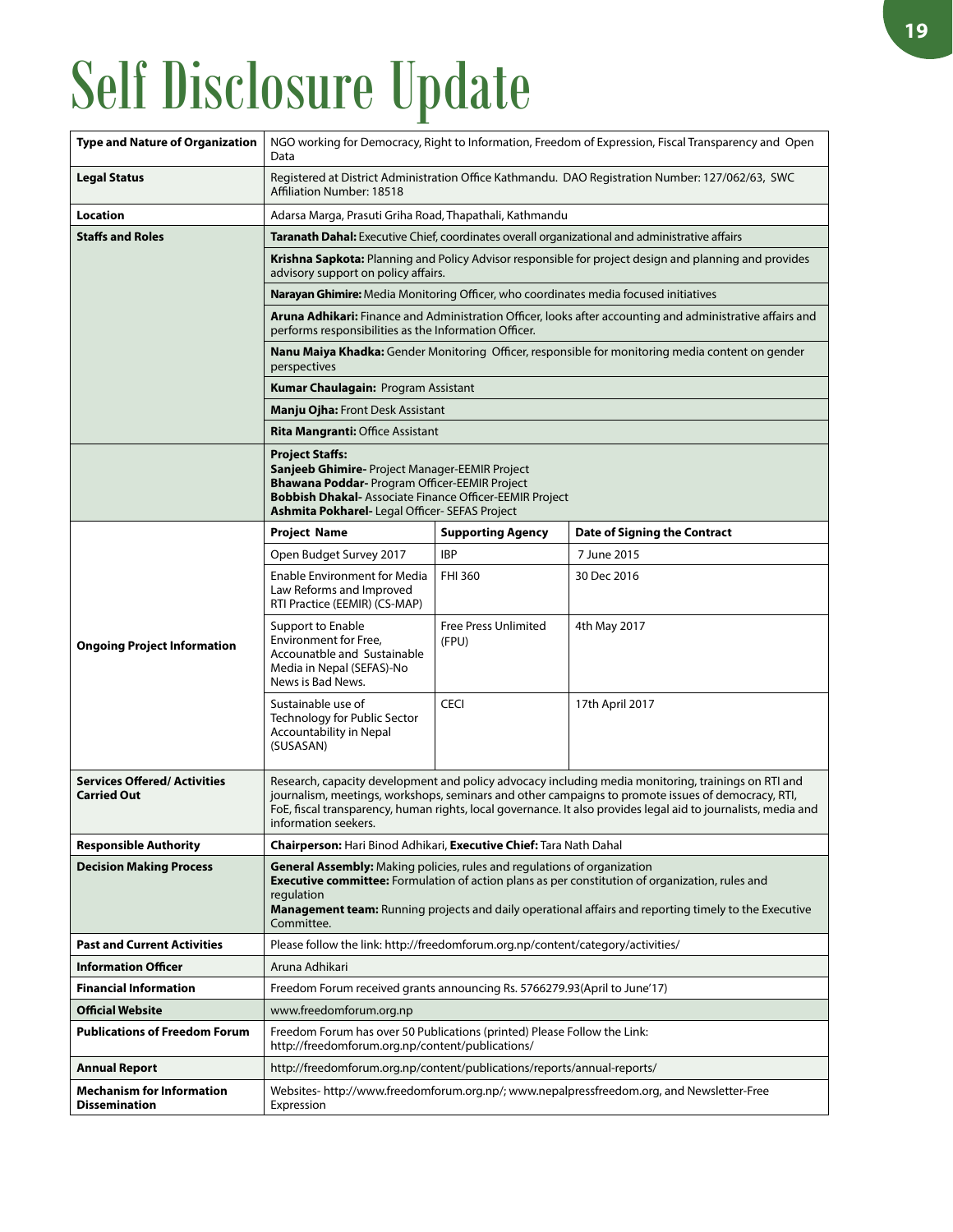# Self Disclosure Update

| | | | |
|---|---|---|---|
| **Type and Nature of Organization** | NGO working for Democracy, Right to Information, Freedom of Expression, Fiscal Transparency and Open Data | | |
| **Legal Status** | Registered at District Administration Office Kathmandu. DAO Registration Number: 127/062/63, SWC Affiliation Number: 18518 | | |
| **Location** | Adarsa Marga, Prasuti Griha Road, Thapathali, Kathmandu | | |
| **Staffs and Roles** | **Taranath Dahal:** Executive Chief, coordinates overall organizational and administrative affairs | | |
| | **Krishna Sapkota:** Planning and Policy Advisor responsible for project design and planning and provides advisory support on policy affairs. | | |
| | **Narayan Ghimire:** Media Monitoring Officer, who coordinates media focused initiatives | | |
| | **Aruna Adhikari:** Finance and Administration Officer, looks after accounting and administrative affairs and performs responsibilities as the Information Officer. | | |
| | **Nanu Maiya Khadka:** Gender Monitoring Officer, responsible for monitoring media content on gender perspectives | | |
| | **Kumar Chaulagain:** Program Assistant | | |
| | **Manju Ojha:** Front Desk Assistant | | |
| | **Rita Mangranti:** Office Assistant | | |
| | **Project Staffs:**<br>**Sanjeeb Ghimire-** Project Manager-EEMIR Project<br>**Bhawana Poddar-** Program Officer-EEMIR Project<br>**Bobbish Dhakal-** Associate Finance Officer-EEMIR Project<br>**Ashmita Pokharel-** Legal Officer- SEFAS Project | | |
| **Ongoing Project Information** | **Project Name** | **Supporting Agency** | **Date of Signing the Contract** |
| | Open Budget Survey 2017 | IBP | 7 June 2015 |
| | Enable Environment for Media Law Reforms and Improved RTI Practice (EEMIR) (CS-MAP) | FHI 360 | 30 Dec 2016 |
| | Support to Enable Environment for Free, Accounatble and Sustainable Media in Nepal (SEFAS)-No News is Bad News. | Free Press Unlimited (FPU) | 4th May 2017 |
| | Sustainable use of Technology for Public Sector Accountability in Nepal (SUSASAN) | CECI | 17th April 2017 |
| **Services Offered/ Activities Carried Out** | Research, capacity development and policy advocacy including media monitoring, trainings on RTI and journalism, meetings, workshops, seminars and other campaigns to promote issues of democracy, RTI, FoE, fiscal transparency, human rights, local governance. It also provides legal aid to journalists, media and information seekers. | | |
| **Responsible Authority** | **Chairperson:** Hari Binod Adhikari, **Executive Chief:** Tara Nath Dahal | | |
| **Decision Making Process** | **General Assembly:** Making policies, rules and regulations of organization<br>**Executive committee:** Formulation of action plans as per constitution of organization, rules and regulation<br>**Management team:** Running projects and daily operational affairs and reporting timely to the Executive Committee. | | |
| **Past and Current Activities** | Please follow the link: http://freedomforum.org.np/content/category/activities/ | | |
| **Information Officer** | Aruna Adhikari | | |
| **Financial Information** | Freedom Forum received grants announcing Rs. 5766279.93(April to June'17) | | |
| **Official Website** | www.freedomforum.org.np | | |
| **Publications of Freedom Forum** | Freedom Forum has over 50 Publications (printed) Please Follow the Link: http://freedomforum.org.np/content/publications/ | | |
| **Annual Report** | http://freedomforum.org.np/content/publications/reports/annual-reports/ | | |
| **Mechanism for Information Dissemination** | Websites- http://www.freedomforum.org.np/; www.nepalpressfreedom.org, and Newsletter-Free Expression | | |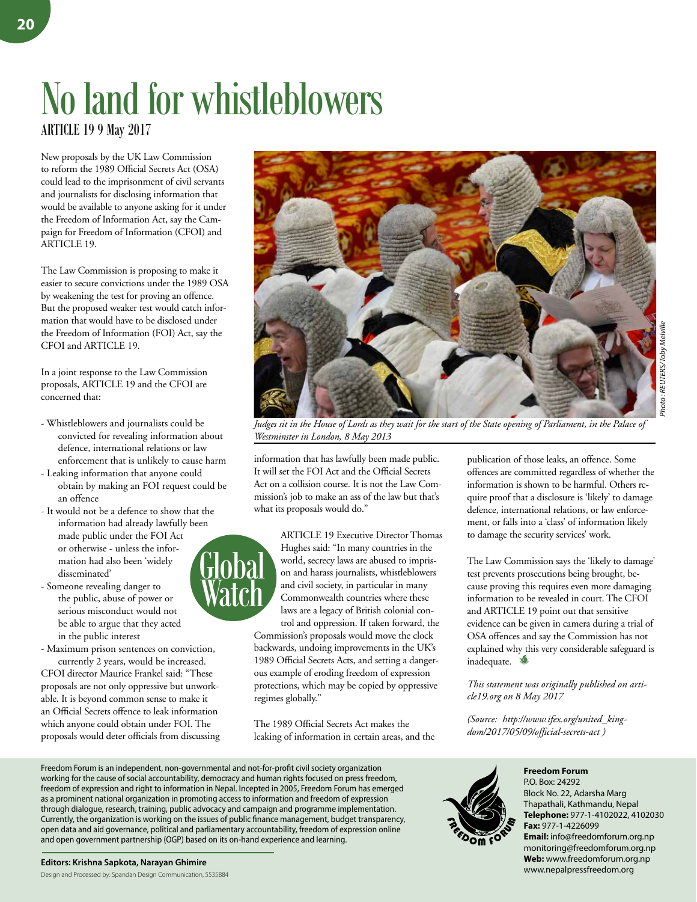# No land for whistleblowers

## ARTICLE 19 9 May 2017

New proposals by the UK Law Commission to reform the 1989 Official Secrets Act (OSA) could lead to the imprisonment of civil servants and journalists for disclosing information that would be available to anyone asking for it under the Freedom of Information Act, say the Campaign for Freedom of Information (CFOI) and ARTICLE 19.

The Law Commission is proposing to make it easier to secure convictions under the 1989 OSA by weakening the test for proving an offence. But the proposed weaker test would catch information that would have to be disclosed under the Freedom of Information (FOI) Act, say the CFOI and ARTICLE 19.

In a joint response to the Law Commission proposals, ARTICLE 19 and the CFOI are concerned that:

- Whistleblowers and journalists could be convicted for revealing information about defence, international relations or law enforcement that is unlikely to cause harm
- Leaking information that anyone could obtain by making an FOI request could be an offence
- It would not be a defence to show that the information had already lawfully been made public under the FOI Act or otherwise - unless the information had also been 'widely disseminated'
- Someone revealing danger to the public, abuse of power or serious misconduct would not be able to argue that they acted in the public interest
- Maximum prison sentences on conviction, currently 2 years, would be increased.

CFOI director Maurice Frankel said: "These proposals are not only oppressive but unworkable. It is beyond common sense to make it an Official Secrets offence to leak information which anyone could obtain under FOI. The proposals would deter officials from discussing information that has lawfully been made public. It will set the FOI Act and the Official Secrets Act on a collision course. It is not the Law Commission's job to make an ass of the law but that's what its proposals would do."

Judges sit in the House of Lords as they wait for the start of the State opening of Parliament, in the Palace of Westminster in London, 8 May 2013

Photo: REUTERS/Toby Melville

Global Watch

ARTICLE 19 Executive Director Thomas Hughes said: "In many countries in the world, secrecy laws are abused to imprison and harass journalists, whistleblowers and civil society, in particular in many Commonwealth countries where these laws are a legacy of British colonial control and oppression. If taken forward, the Commission's proposals would move the clock backwards, undoing improvements in the UK's 1989 Official Secrets Acts, and setting a dangerous example of eroding freedom of expression protections, which may be copied by oppressive regimes globally."

The 1989 Official Secrets Act makes the leaking of information in certain areas, and the publication of those leaks, an offence. Some offences are committed regardless of whether the information is shown to be harmful. Others require proof that a disclosure is 'likely' to damage defence, international relations, or law enforcement, or falls into a 'class' of information likely to damage the security services' work.

The Law Commission says the 'likely to damage' test prevents prosecutions being brought, because proving this requires even more damaging information to be revealed in court. The CFOI and ARTICLE 19 point out that sensitive evidence can be given in camera during a trial of OSA offences and say the Commission has not explained why this very considerable safeguard is inadequate.

*This statement was originally published on article19.org on 8 May 2017*

*(Source: http://www.ifex.org/united_kingdom/2017/05/09/official-secrets-act )*

---

Freedom Forum is an independent, non-governmental and not-for-profit civil society organization working for the cause of social accountability, democracy and human rights focused on press freedom, freedom of expression and right to information in Nepal. Incepted in 2005, Freedom Forum has emerged as a prominent national organization in promoting access to information and freedom of expression through dialogue, research, training, public advocacy and campaign and programme implementation. Currently, the organization is working on the issues of public finance management, budget transparency, open data and aid governance, political and parliamentary accountability, freedom of expression online and open government partnership (OGP) based on its on-hand experience and learning.

**Editors: Krishna Sapkota, Narayan Ghimire**

Design and Processed by: Spandan Design Communication, 5535884

**Freedom Forum**
P.O. Box: 24292
Block No. 22, Adarsha Marg
Thapathali, Kathmandu, Nepal
**Telephone:** 977-1-4102022, 4102030
**Fax:** 977-1-4226099
**Email:** info@freedomforum.org.np
monitoring@freedomforum.org.np
**Web:** www.freedomforum.org.np
www.nepalpressfreedom.org